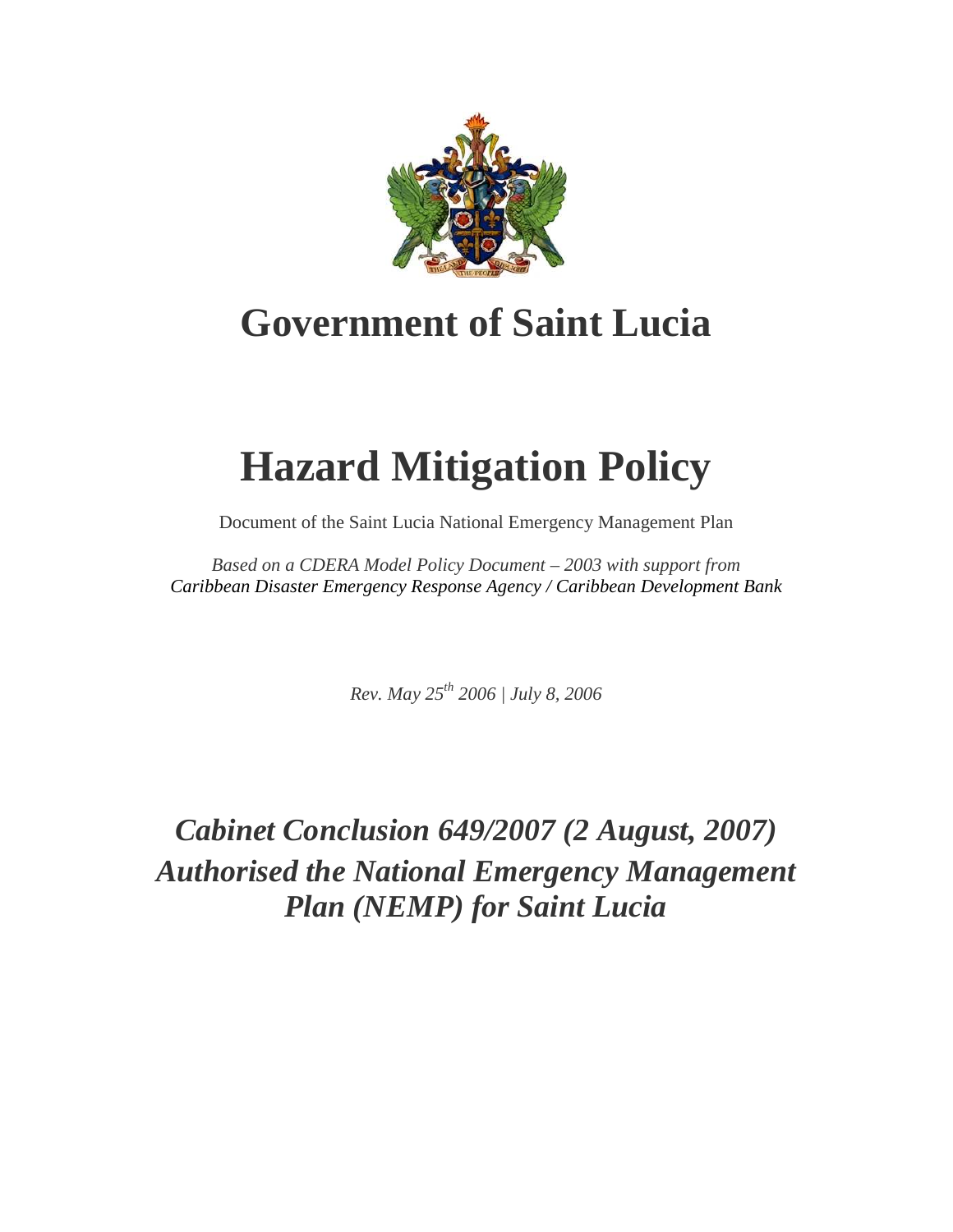# Government of Saint Lucia

# Hazard Mitigation Policy

Document of the Saint Lucia National Emergency Management Plan

*Based on a CDERA Model Policy Document – 2003 with support from Caribbean Disaster Emergency Response Agency / Caribbean Development Bank*

*Rev. May 25th 2006 | July 8, 2006*

***Cabinet Conclusion 649/2007 (2 August, 2007) Authorised the National Emergency Management Plan (NEMP) for Saint Lucia***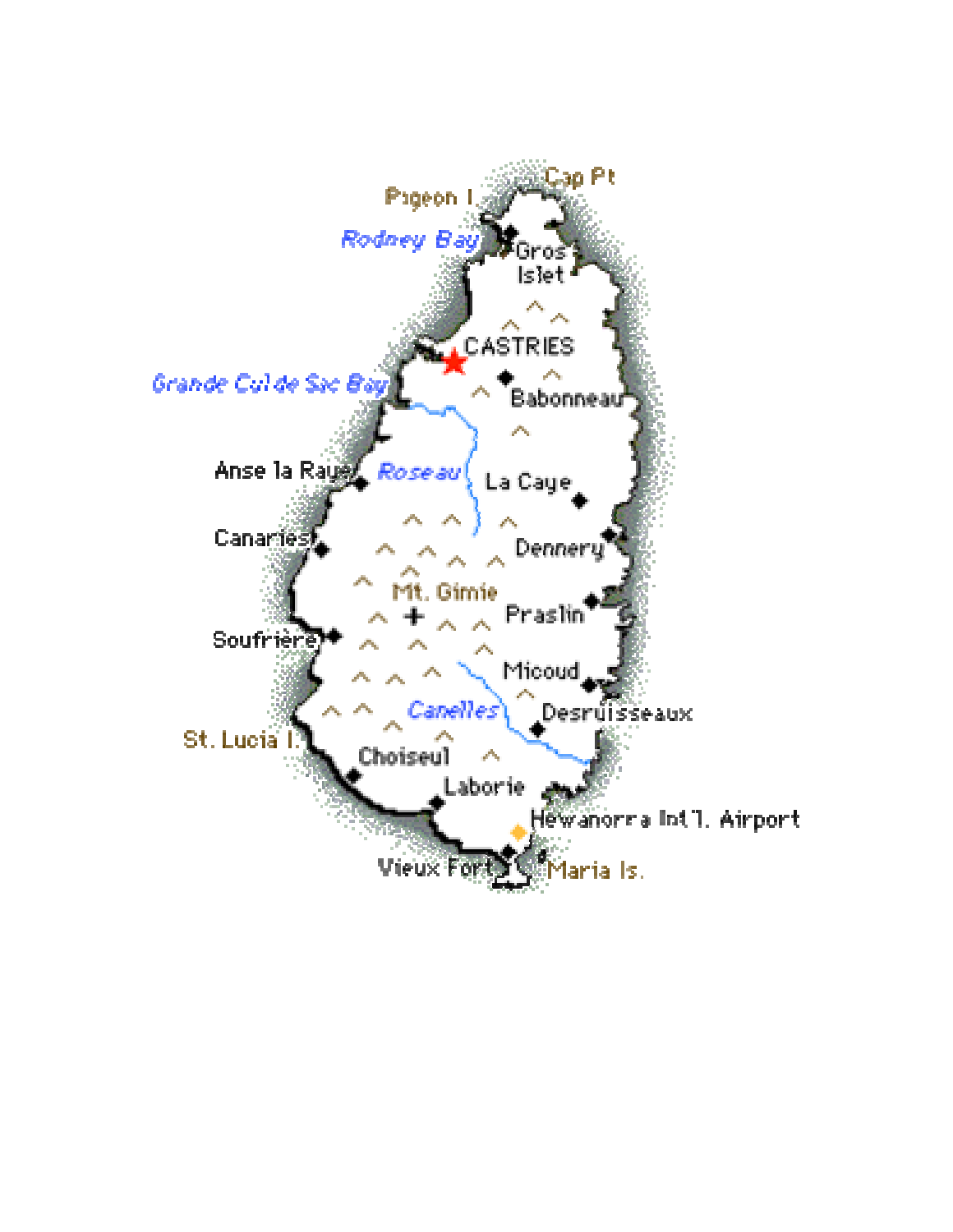Cap Pt

Pigeon I.

Rodney Bay

Gros Islet

CASTRIES

Grande Cul de Sac Bay

Babonneau

Anse la Raye

Roseau

La Caye

Canaries

Dennery

Mt. Gimie

Praslin

Soufrière

Micoud

Canelles

Desruisseaux

St. Lucia I.

Choiseul

Laborie

Hewanorra Int'l. Airport

Vieux Fort

Maria Is.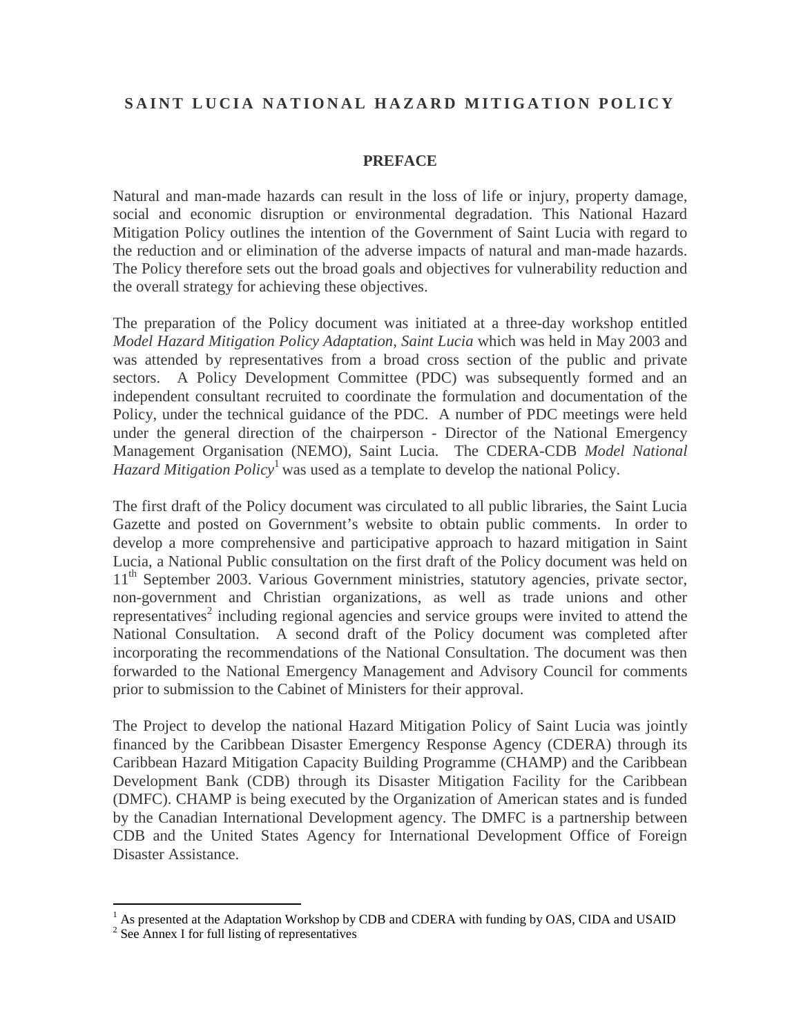# SAINT LUCIA NATIONAL HAZARD MITIGATION POLICY

## PREFACE

Natural and man-made hazards can result in the loss of life or injury, property damage, social and economic disruption or environmental degradation. This National Hazard Mitigation Policy outlines the intention of the Government of Saint Lucia with regard to the reduction and or elimination of the adverse impacts of natural and man-made hazards. The Policy therefore sets out the broad goals and objectives for vulnerability reduction and the overall strategy for achieving these objectives.

The preparation of the Policy document was initiated at a three-day workshop entitled *Model Hazard Mitigation Policy Adaptation, Saint Lucia* which was held in May 2003 and was attended by representatives from a broad cross section of the public and private sectors. A Policy Development Committee (PDC) was subsequently formed and an independent consultant recruited to coordinate the formulation and documentation of the Policy, under the technical guidance of the PDC. A number of PDC meetings were held under the general direction of the chairperson - Director of the National Emergency Management Organisation (NEMO), Saint Lucia. The CDERA-CDB *Model National Hazard Mitigation Policy*[1] was used as a template to develop the national Policy.

The first draft of the Policy document was circulated to all public libraries, the Saint Lucia Gazette and posted on Government's website to obtain public comments. In order to develop a more comprehensive and participative approach to hazard mitigation in Saint Lucia, a National Public consultation on the first draft of the Policy document was held on 11th September 2003. Various Government ministries, statutory agencies, private sector, non-government and Christian organizations, as well as trade unions and other representatives[2] including regional agencies and service groups were invited to attend the National Consultation. A second draft of the Policy document was completed after incorporating the recommendations of the National Consultation. The document was then forwarded to the National Emergency Management and Advisory Council for comments prior to submission to the Cabinet of Ministers for their approval.

The Project to develop the national Hazard Mitigation Policy of Saint Lucia was jointly financed by the Caribbean Disaster Emergency Response Agency (CDERA) through its Caribbean Hazard Mitigation Capacity Building Programme (CHAMP) and the Caribbean Development Bank (CDB) through its Disaster Mitigation Facility for the Caribbean (DMFC). CHAMP is being executed by the Organization of American states and is funded by the Canadian International Development agency. The DMFC is a partnership between CDB and the United States Agency for International Development Office of Foreign Disaster Assistance.

---

[1] As presented at the Adaptation Workshop by CDB and CDERA with funding by OAS, CIDA and USAID

[2] See Annex I for full listing of representatives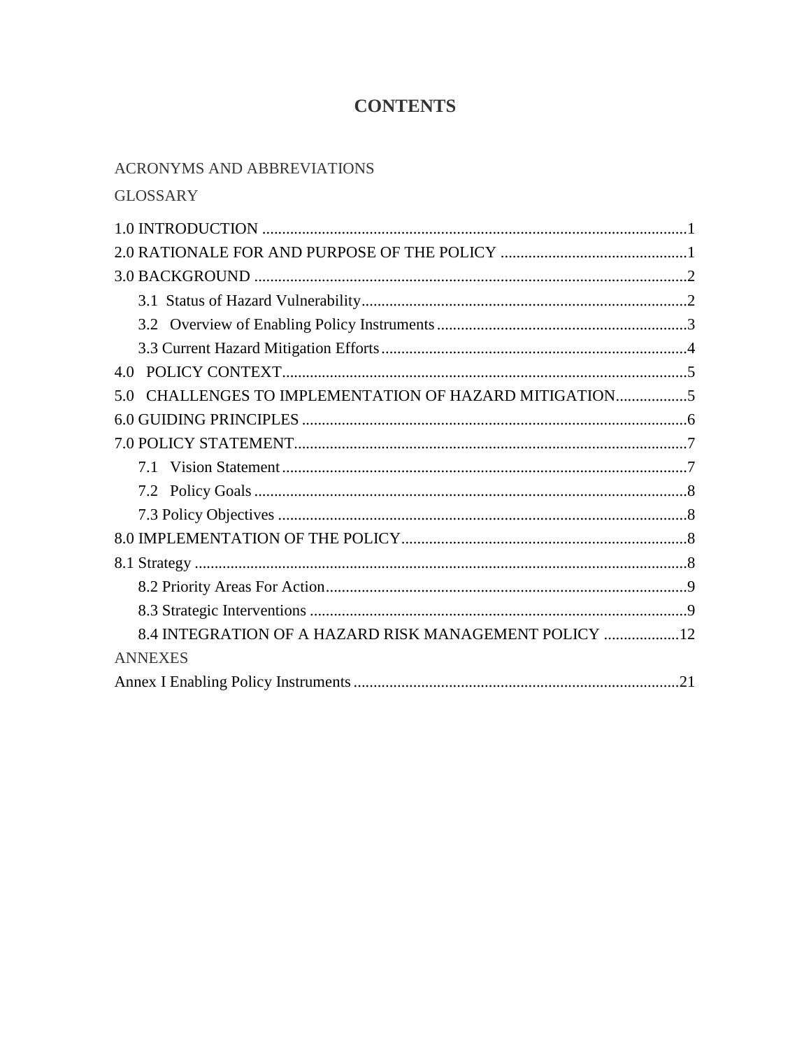# CONTENTS

ACRONYMS AND ABBREVIATIONS

GLOSSARY

1.0 INTRODUCTION ....................................................................................................1
2.0 RATIONALE FOR AND PURPOSE OF THE POLICY ...............................................1
3.0 BACKGROUND ........................................................................................................2
- 3.1 Status of Hazard Vulnerability.................................................................................2
- 3.2 Overview of Enabling Policy Instruments..............................................................3
- 3.3 Current Hazard Mitigation Efforts............................................................................4

4.0 POLICY CONTEXT......................................................................................................5
5.0 CHALLENGES TO IMPLEMENTATION OF HAZARD MITIGATION..................5
6.0 GUIDING PRINCIPLES ..............................................................................................6
7.0 POLICY STATEMENT..................................................................................................7
- 7.1 Vision Statement.......................................................................................................7
- 7.2 Policy Goals .............................................................................................................8
- 7.3 Policy Objectives .......................................................................................................8

8.0 IMPLEMENTATION OF THE POLICY........................................................................8
8.1 Strategy .........................................................................................................................8
- 8.2 Priority Areas For Action...........................................................................................9
- 8.3 Strategic Interventions ...............................................................................................9
- 8.4 INTEGRATION OF A HAZARD RISK MANAGEMENT POLICY ...................12

ANNEXES

Annex I Enabling Policy Instruments ..................................................................................21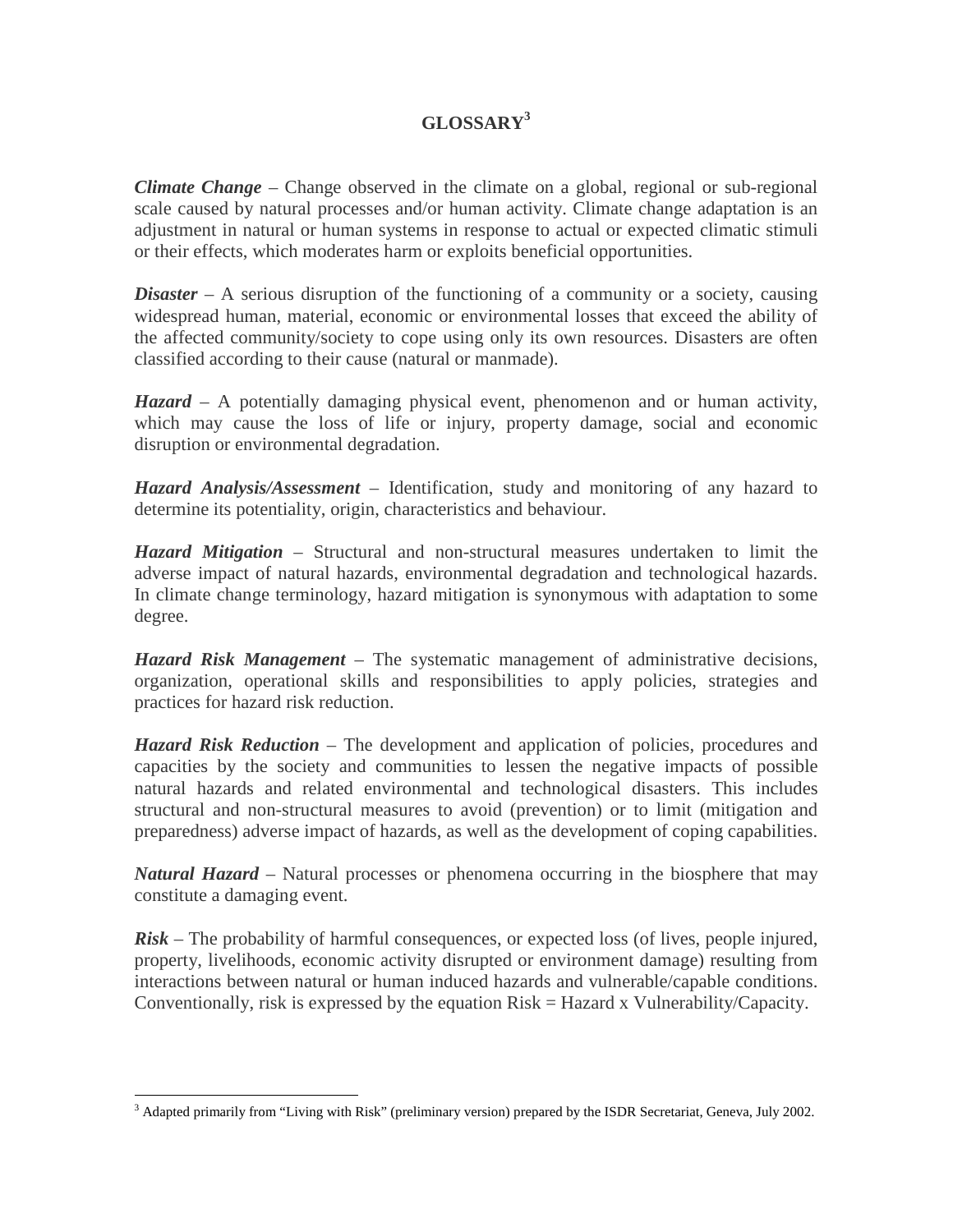# GLOSSARY[3]

***Climate Change*** – Change observed in the climate on a global, regional or sub-regional scale caused by natural processes and/or human activity. Climate change adaptation is an adjustment in natural or human systems in response to actual or expected climatic stimuli or their effects, which moderates harm or exploits beneficial opportunities.

***Disaster*** – A serious disruption of the functioning of a community or a society, causing widespread human, material, economic or environmental losses that exceed the ability of the affected community/society to cope using only its own resources. Disasters are often classified according to their cause (natural or manmade).

***Hazard*** – A potentially damaging physical event, phenomenon and or human activity, which may cause the loss of life or injury, property damage, social and economic disruption or environmental degradation.

***Hazard Analysis/Assessment*** – Identification, study and monitoring of any hazard to determine its potentiality, origin, characteristics and behaviour.

***Hazard Mitigation*** – Structural and non-structural measures undertaken to limit the adverse impact of natural hazards, environmental degradation and technological hazards. In climate change terminology, hazard mitigation is synonymous with adaptation to some degree.

***Hazard Risk Management*** – The systematic management of administrative decisions, organization, operational skills and responsibilities to apply policies, strategies and practices for hazard risk reduction.

***Hazard Risk Reduction*** – The development and application of policies, procedures and capacities by the society and communities to lessen the negative impacts of possible natural hazards and related environmental and technological disasters. This includes structural and non-structural measures to avoid (prevention) or to limit (mitigation and preparedness) adverse impact of hazards, as well as the development of coping capabilities.

***Natural Hazard*** – Natural processes or phenomena occurring in the biosphere that may constitute a damaging event.

***Risk*** – The probability of harmful consequences, or expected loss (of lives, people injured, property, livelihoods, economic activity disrupted or environment damage) resulting from interactions between natural or human induced hazards and vulnerable/capable conditions. Conventionally, risk is expressed by the equation Risk = Hazard x Vulnerability/Capacity.

---

[3] Adapted primarily from "Living with Risk" (preliminary version) prepared by the ISDR Secretariat, Geneva, July 2002.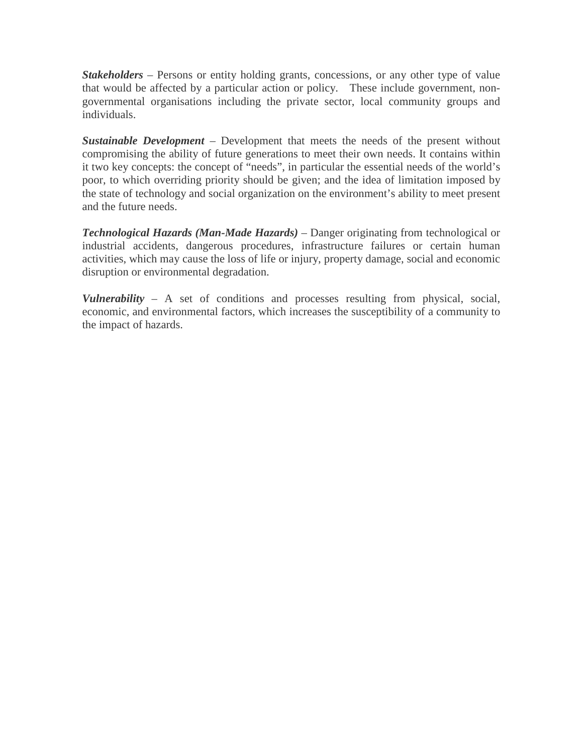***Stakeholders*** – Persons or entity holding grants, concessions, or any other type of value that would be affected by a particular action or policy.  These include government, non-governmental organisations including the private sector, local community groups and individuals.

***Sustainable Development*** – Development that meets the needs of the present without compromising the ability of future generations to meet their own needs. It contains within it two key concepts: the concept of "needs", in particular the essential needs of the world's poor, to which overriding priority should be given; and the idea of limitation imposed by the state of technology and social organization on the environment's ability to meet present and the future needs.

***Technological Hazards (Man-Made Hazards)*** – Danger originating from technological or industrial accidents, dangerous procedures, infrastructure failures or certain human activities, which may cause the loss of life or injury, property damage, social and economic disruption or environmental degradation.

***Vulnerability*** – A set of conditions and processes resulting from physical, social, economic, and environmental factors, which increases the susceptibility of a community to the impact of hazards.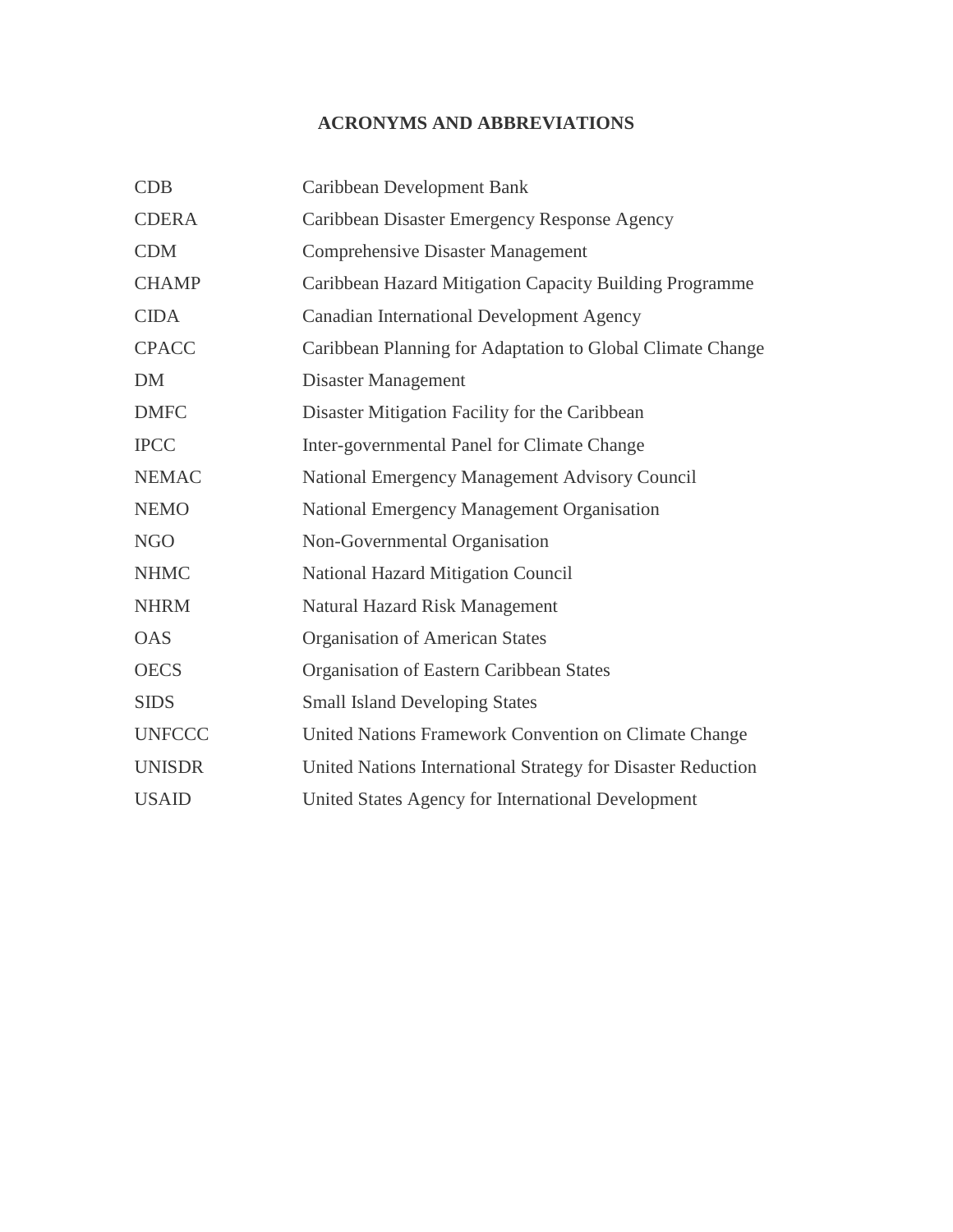## ACRONYMS AND ABBREVIATIONS

| | |
|---|---|
| CDB | Caribbean Development Bank |
| CDERA | Caribbean Disaster Emergency Response Agency |
| CDM | Comprehensive Disaster Management |
| CHAMP | Caribbean Hazard Mitigation Capacity Building Programme |
| CIDA | Canadian International Development Agency |
| CPACC | Caribbean Planning for Adaptation to Global Climate Change |
| DM | Disaster Management |
| DMFC | Disaster Mitigation Facility for the Caribbean |
| IPCC | Inter-governmental Panel for Climate Change |
| NEMAC | National Emergency Management Advisory Council |
| NEMO | National Emergency Management Organisation |
| NGO | Non-Governmental Organisation |
| NHMC | National Hazard Mitigation Council |
| NHRM | Natural Hazard Risk Management |
| OAS | Organisation of American States |
| OECS | Organisation of Eastern Caribbean States |
| SIDS | Small Island Developing States |
| UNFCCC | United Nations Framework Convention on Climate Change |
| UNISDR | United Nations International Strategy for Disaster Reduction |
| USAID | United States Agency for International Development |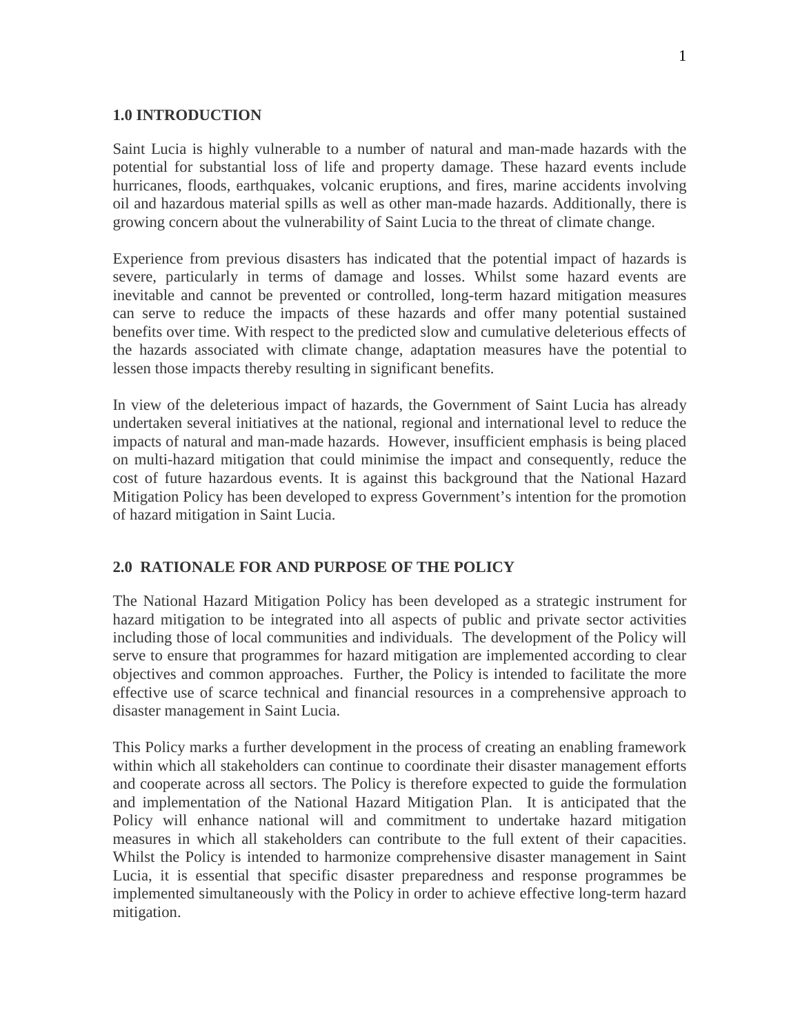## 1.0 INTRODUCTION

Saint Lucia is highly vulnerable to a number of natural and man-made hazards with the potential for substantial loss of life and property damage. These hazard events include hurricanes, floods, earthquakes, volcanic eruptions, and fires, marine accidents involving oil and hazardous material spills as well as other man-made hazards. Additionally, there is growing concern about the vulnerability of Saint Lucia to the threat of climate change.

Experience from previous disasters has indicated that the potential impact of hazards is severe, particularly in terms of damage and losses. Whilst some hazard events are inevitable and cannot be prevented or controlled, long-term hazard mitigation measures can serve to reduce the impacts of these hazards and offer many potential sustained benefits over time. With respect to the predicted slow and cumulative deleterious effects of the hazards associated with climate change, adaptation measures have the potential to lessen those impacts thereby resulting in significant benefits.

In view of the deleterious impact of hazards, the Government of Saint Lucia has already undertaken several initiatives at the national, regional and international level to reduce the impacts of natural and man-made hazards. However, insufficient emphasis is being placed on multi-hazard mitigation that could minimise the impact and consequently, reduce the cost of future hazardous events. It is against this background that the National Hazard Mitigation Policy has been developed to express Government's intention for the promotion of hazard mitigation in Saint Lucia.

## 2.0 RATIONALE FOR AND PURPOSE OF THE POLICY

The National Hazard Mitigation Policy has been developed as a strategic instrument for hazard mitigation to be integrated into all aspects of public and private sector activities including those of local communities and individuals. The development of the Policy will serve to ensure that programmes for hazard mitigation are implemented according to clear objectives and common approaches. Further, the Policy is intended to facilitate the more effective use of scarce technical and financial resources in a comprehensive approach to disaster management in Saint Lucia.

This Policy marks a further development in the process of creating an enabling framework within which all stakeholders can continue to coordinate their disaster management efforts and cooperate across all sectors. The Policy is therefore expected to guide the formulation and implementation of the National Hazard Mitigation Plan. It is anticipated that the Policy will enhance national will and commitment to undertake hazard mitigation measures in which all stakeholders can contribute to the full extent of their capacities. Whilst the Policy is intended to harmonize comprehensive disaster management in Saint Lucia, it is essential that specific disaster preparedness and response programmes be implemented simultaneously with the Policy in order to achieve effective long-term hazard mitigation.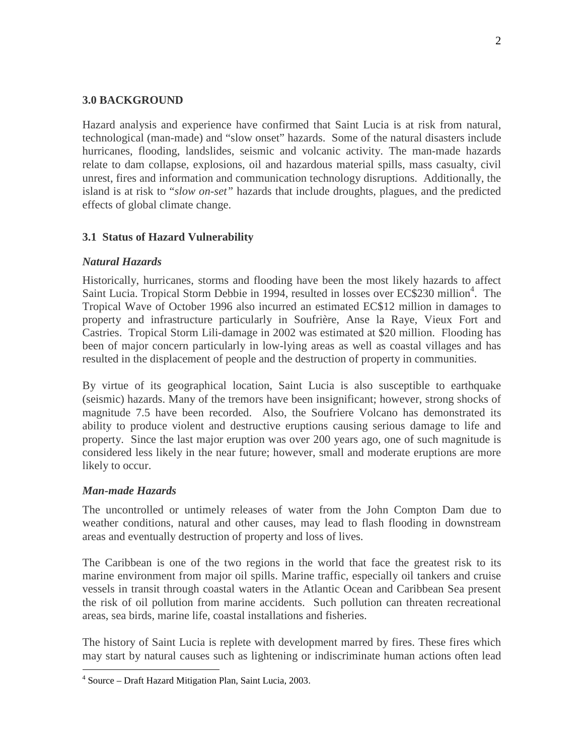## 3.0 BACKGROUND

Hazard analysis and experience have confirmed that Saint Lucia is at risk from natural, technological (man-made) and "slow onset" hazards. Some of the natural disasters include hurricanes, flooding, landslides, seismic and volcanic activity. The man-made hazards relate to dam collapse, explosions, oil and hazardous material spills, mass casualty, civil unrest, fires and information and communication technology disruptions. Additionally, the island is at risk to "*slow on-set*" hazards that include droughts, plagues, and the predicted effects of global climate change.

### 3.1 Status of Hazard Vulnerability

#### *Natural Hazards*

Historically, hurricanes, storms and flooding have been the most likely hazards to affect Saint Lucia. Tropical Storm Debbie in 1994, resulted in losses over EC$230 million[4]. The Tropical Wave of October 1996 also incurred an estimated EC$12 million in damages to property and infrastructure particularly in Soufrière, Anse la Raye, Vieux Fort and Castries. Tropical Storm Lili-damage in 2002 was estimated at $20 million. Flooding has been of major concern particularly in low-lying areas as well as coastal villages and has resulted in the displacement of people and the destruction of property in communities.

By virtue of its geographical location, Saint Lucia is also susceptible to earthquake (seismic) hazards. Many of the tremors have been insignificant; however, strong shocks of magnitude 7.5 have been recorded. Also, the Soufriere Volcano has demonstrated its ability to produce violent and destructive eruptions causing serious damage to life and property. Since the last major eruption was over 200 years ago, one of such magnitude is considered less likely in the near future; however, small and moderate eruptions are more likely to occur.

#### *Man-made Hazards*

The uncontrolled or untimely releases of water from the John Compton Dam due to weather conditions, natural and other causes, may lead to flash flooding in downstream areas and eventually destruction of property and loss of lives.

The Caribbean is one of the two regions in the world that face the greatest risk to its marine environment from major oil spills. Marine traffic, especially oil tankers and cruise vessels in transit through coastal waters in the Atlantic Ocean and Caribbean Sea present the risk of oil pollution from marine accidents. Such pollution can threaten recreational areas, sea birds, marine life, coastal installations and fisheries.

The history of Saint Lucia is replete with development marred by fires. These fires which may start by natural causes such as lightening or indiscriminate human actions often lead

---

[4] Source – Draft Hazard Mitigation Plan, Saint Lucia, 2003.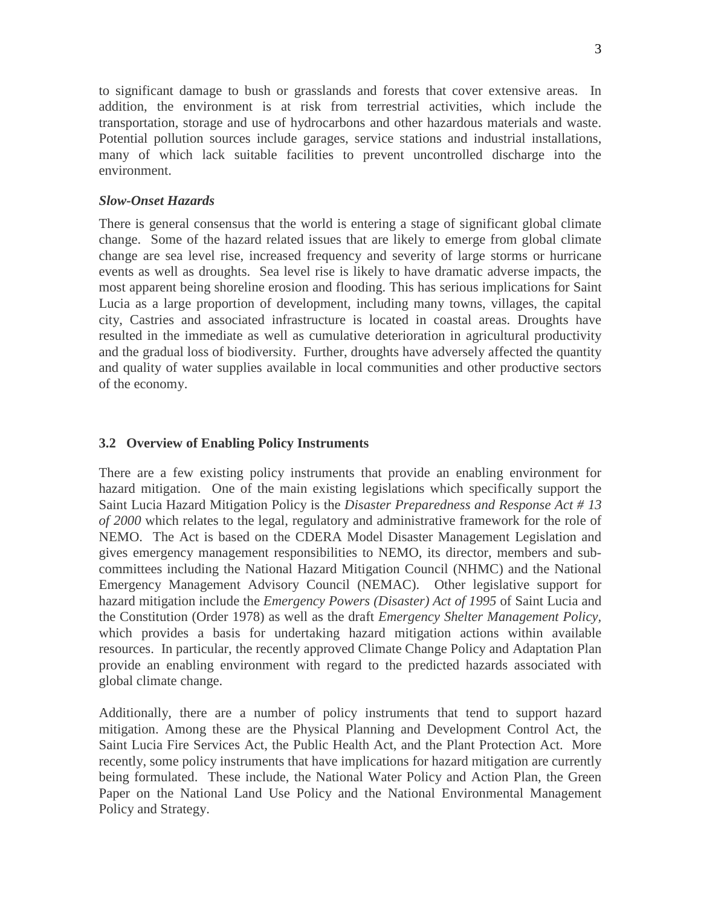to significant damage to bush or grasslands and forests that cover extensive areas. In addition, the environment is at risk from terrestrial activities, which include the transportation, storage and use of hydrocarbons and other hazardous materials and waste. Potential pollution sources include garages, service stations and industrial installations, many of which lack suitable facilities to prevent uncontrolled discharge into the environment.

***Slow-Onset Hazards***

There is general consensus that the world is entering a stage of significant global climate change. Some of the hazard related issues that are likely to emerge from global climate change are sea level rise, increased frequency and severity of large storms or hurricane events as well as droughts. Sea level rise is likely to have dramatic adverse impacts, the most apparent being shoreline erosion and flooding. This has serious implications for Saint Lucia as a large proportion of development, including many towns, villages, the capital city, Castries and associated infrastructure is located in coastal areas. Droughts have resulted in the immediate as well as cumulative deterioration in agricultural productivity and the gradual loss of biodiversity. Further, droughts have adversely affected the quantity and quality of water supplies available in local communities and other productive sectors of the economy.

### 3.2 Overview of Enabling Policy Instruments

There are a few existing policy instruments that provide an enabling environment for hazard mitigation. One of the main existing legislations which specifically support the Saint Lucia Hazard Mitigation Policy is the *Disaster Preparedness and Response Act # 13 of 2000* which relates to the legal, regulatory and administrative framework for the role of NEMO. The Act is based on the CDERA Model Disaster Management Legislation and gives emergency management responsibilities to NEMO, its director, members and sub-committees including the National Hazard Mitigation Council (NHMC) and the National Emergency Management Advisory Council (NEMAC). Other legislative support for hazard mitigation include the *Emergency Powers (Disaster) Act of 1995* of Saint Lucia and the Constitution (Order 1978) as well as the draft *Emergency Shelter Management Policy*, which provides a basis for undertaking hazard mitigation actions within available resources. In particular, the recently approved Climate Change Policy and Adaptation Plan provide an enabling environment with regard to the predicted hazards associated with global climate change.

Additionally, there are a number of policy instruments that tend to support hazard mitigation. Among these are the Physical Planning and Development Control Act, the Saint Lucia Fire Services Act, the Public Health Act, and the Plant Protection Act. More recently, some policy instruments that have implications for hazard mitigation are currently being formulated. These include, the National Water Policy and Action Plan, the Green Paper on the National Land Use Policy and the National Environmental Management Policy and Strategy.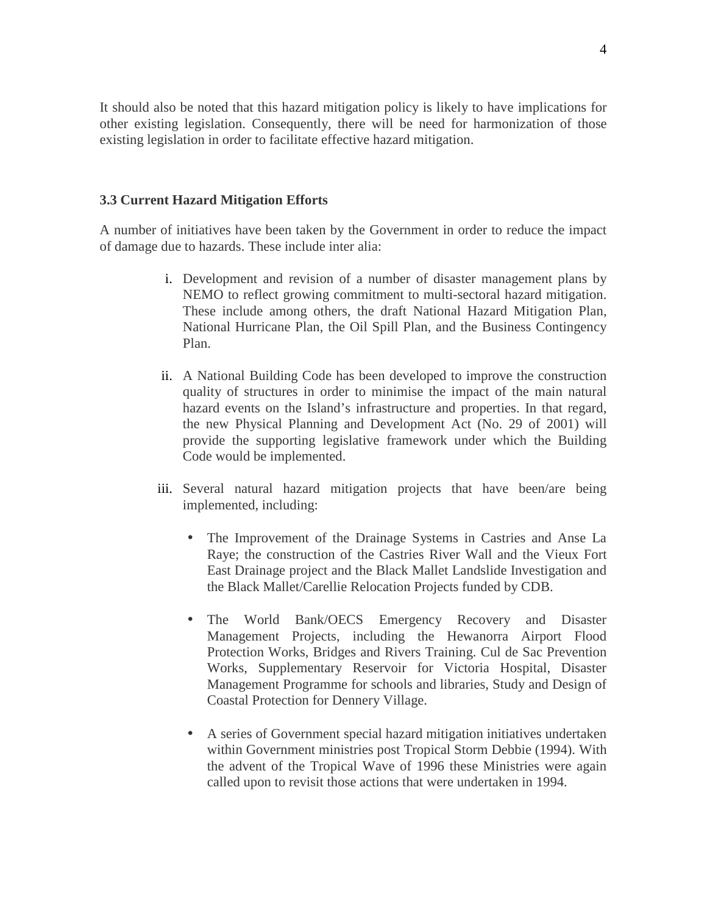It should also be noted that this hazard mitigation policy is likely to have implications for other existing legislation. Consequently, there will be need for harmonization of those existing legislation in order to facilitate effective hazard mitigation.

### 3.3 Current Hazard Mitigation Efforts

A number of initiatives have been taken by the Government in order to reduce the impact of damage due to hazards. These include inter alia:

i. Development and revision of a number of disaster management plans by NEMO to reflect growing commitment to multi-sectoral hazard mitigation. These include among others, the draft National Hazard Mitigation Plan, National Hurricane Plan, the Oil Spill Plan, and the Business Contingency Plan.

ii. A National Building Code has been developed to improve the construction quality of structures in order to minimise the impact of the main natural hazard events on the Island's infrastructure and properties. In that regard, the new Physical Planning and Development Act (No. 29 of 2001) will provide the supporting legislative framework under which the Building Code would be implemented.

iii. Several natural hazard mitigation projects that have been/are being implemented, including:

    - The Improvement of the Drainage Systems in Castries and Anse La Raye; the construction of the Castries River Wall and the Vieux Fort East Drainage project and the Black Mallet Landslide Investigation and the Black Mallet/Carellie Relocation Projects funded by CDB.

    - The World Bank/OECS Emergency Recovery and Disaster Management Projects, including the Hewanorra Airport Flood Protection Works, Bridges and Rivers Training. Cul de Sac Prevention Works, Supplementary Reservoir for Victoria Hospital, Disaster Management Programme for schools and libraries, Study and Design of Coastal Protection for Dennery Village.

    - A series of Government special hazard mitigation initiatives undertaken within Government ministries post Tropical Storm Debbie (1994). With the advent of the Tropical Wave of 1996 these Ministries were again called upon to revisit those actions that were undertaken in 1994.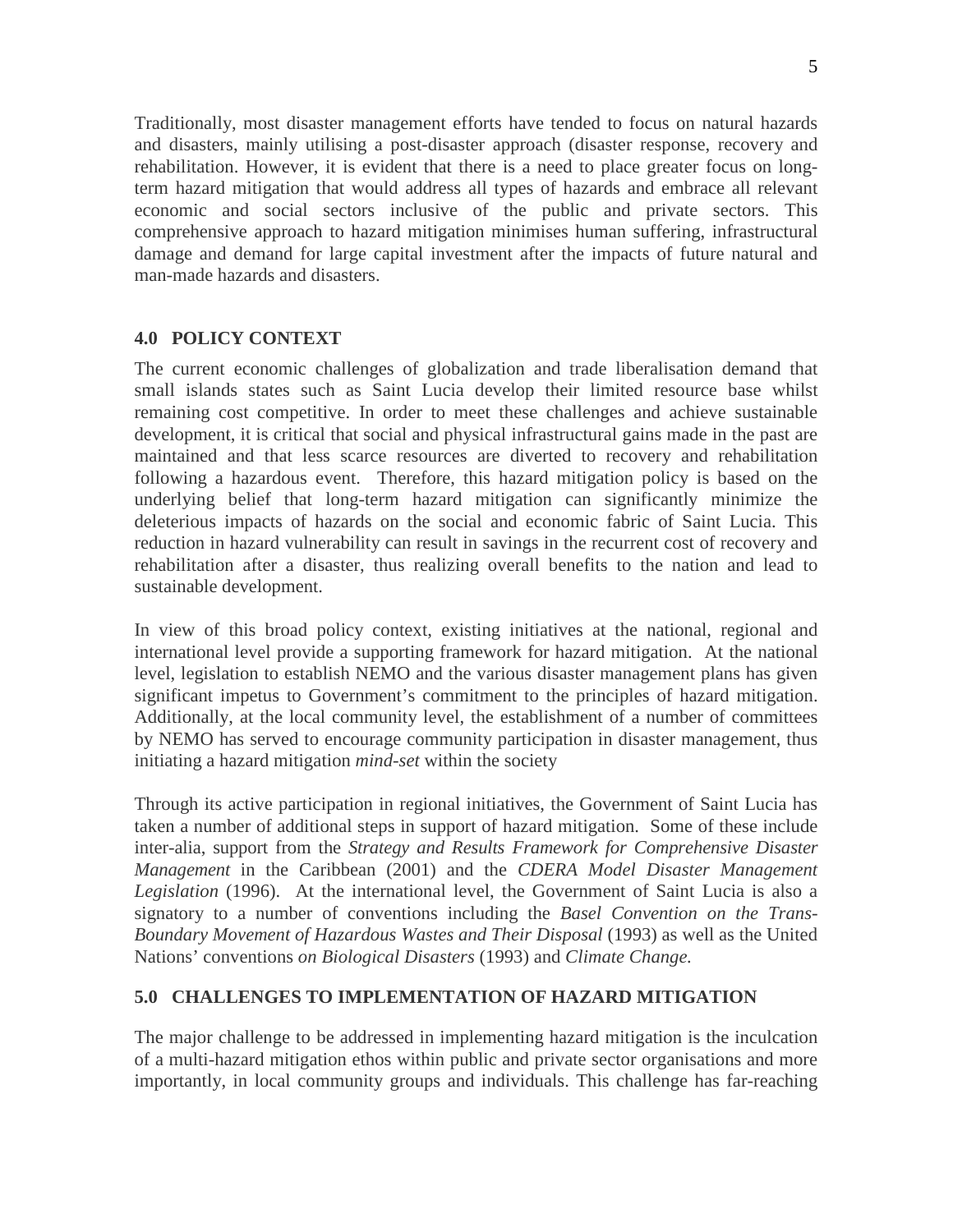Traditionally, most disaster management efforts have tended to focus on natural hazards and disasters, mainly utilising a post-disaster approach (disaster response, recovery and rehabilitation. However, it is evident that there is a need to place greater focus on long-term hazard mitigation that would address all types of hazards and embrace all relevant economic and social sectors inclusive of the public and private sectors. This comprehensive approach to hazard mitigation minimises human suffering, infrastructural damage and demand for large capital investment after the impacts of future natural and man-made hazards and disasters.

## 4.0 POLICY CONTEXT

The current economic challenges of globalization and trade liberalisation demand that small islands states such as Saint Lucia develop their limited resource base whilst remaining cost competitive. In order to meet these challenges and achieve sustainable development, it is critical that social and physical infrastructural gains made in the past are maintained and that less scarce resources are diverted to recovery and rehabilitation following a hazardous event. Therefore, this hazard mitigation policy is based on the underlying belief that long-term hazard mitigation can significantly minimize the deleterious impacts of hazards on the social and economic fabric of Saint Lucia. This reduction in hazard vulnerability can result in savings in the recurrent cost of recovery and rehabilitation after a disaster, thus realizing overall benefits to the nation and lead to sustainable development.

In view of this broad policy context, existing initiatives at the national, regional and international level provide a supporting framework for hazard mitigation. At the national level, legislation to establish NEMO and the various disaster management plans has given significant impetus to Government's commitment to the principles of hazard mitigation. Additionally, at the local community level, the establishment of a number of committees by NEMO has served to encourage community participation in disaster management, thus initiating a hazard mitigation *mind-set* within the society

Through its active participation in regional initiatives, the Government of Saint Lucia has taken a number of additional steps in support of hazard mitigation. Some of these include inter-alia, support from the *Strategy and Results Framework for Comprehensive Disaster Management* in the Caribbean (2001) and the *CDERA Model Disaster Management Legislation* (1996). At the international level, the Government of Saint Lucia is also a signatory to a number of conventions including the *Basel Convention on the Trans-Boundary Movement of Hazardous Wastes and Their Disposal* (1993) as well as the United Nations' conventions *on Biological Disasters* (1993) and *Climate Change.*

## 5.0 CHALLENGES TO IMPLEMENTATION OF HAZARD MITIGATION

The major challenge to be addressed in implementing hazard mitigation is the inculcation of a multi-hazard mitigation ethos within public and private sector organisations and more importantly, in local community groups and individuals. This challenge has far-reaching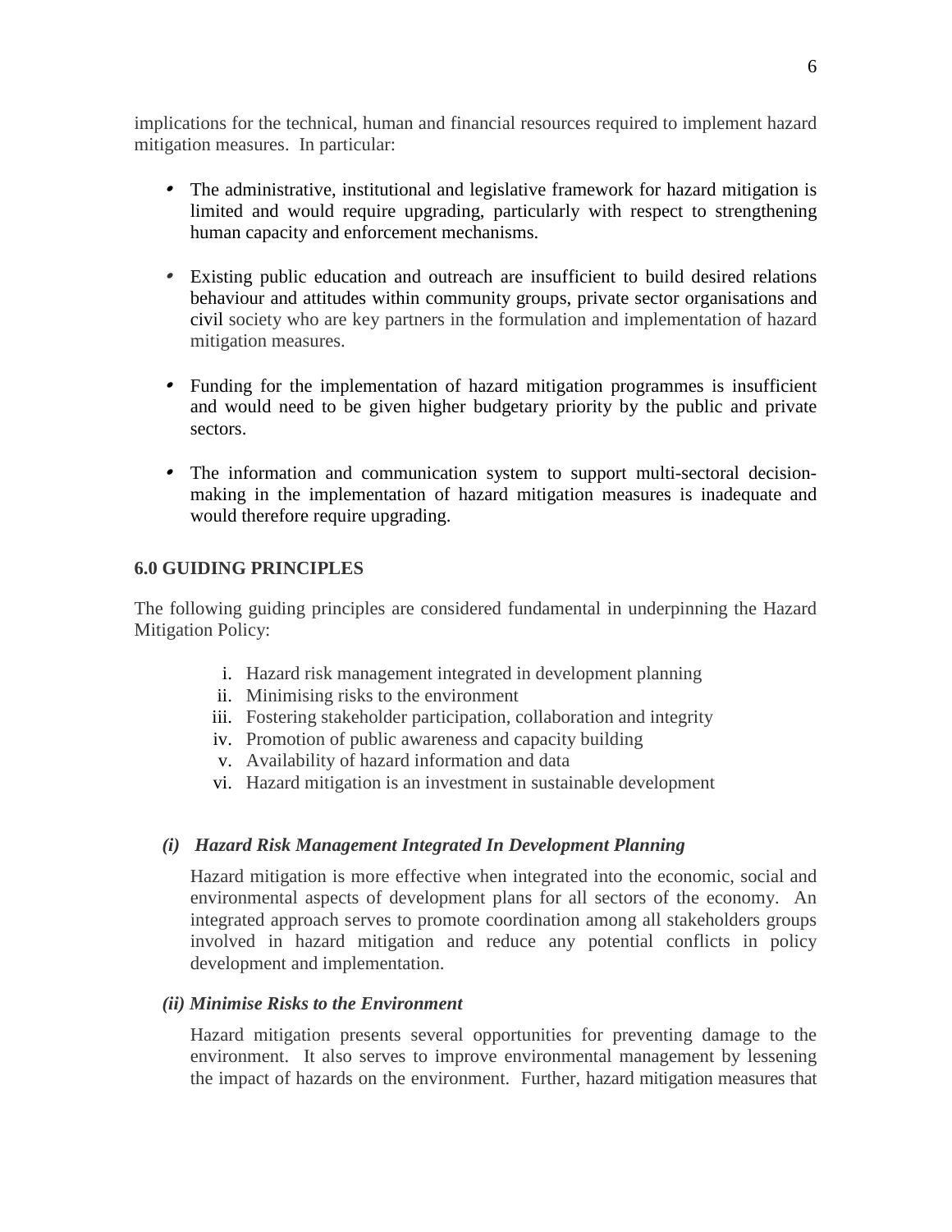implications for the technical, human and financial resources required to implement hazard mitigation measures. In particular:

- The administrative, institutional and legislative framework for hazard mitigation is limited and would require upgrading, particularly with respect to strengthening human capacity and enforcement mechanisms.

- Existing public education and outreach are insufficient to build desired relations behaviour and attitudes within community groups, private sector organisations and civil society who are key partners in the formulation and implementation of hazard mitigation measures.

- Funding for the implementation of hazard mitigation programmes is insufficient and would need to be given higher budgetary priority by the public and private sectors.

- The information and communication system to support multi-sectoral decision-making in the implementation of hazard mitigation measures is inadequate and would therefore require upgrading.

## 6.0 GUIDING PRINCIPLES

The following guiding principles are considered fundamental in underpinning the Hazard Mitigation Policy:

i. Hazard risk management integrated in development planning
ii. Minimising risks to the environment
iii. Fostering stakeholder participation, collaboration and integrity
iv. Promotion of public awareness and capacity building
v. Availability of hazard information and data
vi. Hazard mitigation is an investment in sustainable development

### *(i) Hazard Risk Management Integrated In Development Planning*

Hazard mitigation is more effective when integrated into the economic, social and environmental aspects of development plans for all sectors of the economy. An integrated approach serves to promote coordination among all stakeholders groups involved in hazard mitigation and reduce any potential conflicts in policy development and implementation.

### *(ii) Minimise Risks to the Environment*

Hazard mitigation presents several opportunities for preventing damage to the environment. It also serves to improve environmental management by lessening the impact of hazards on the environment. Further, hazard mitigation measures that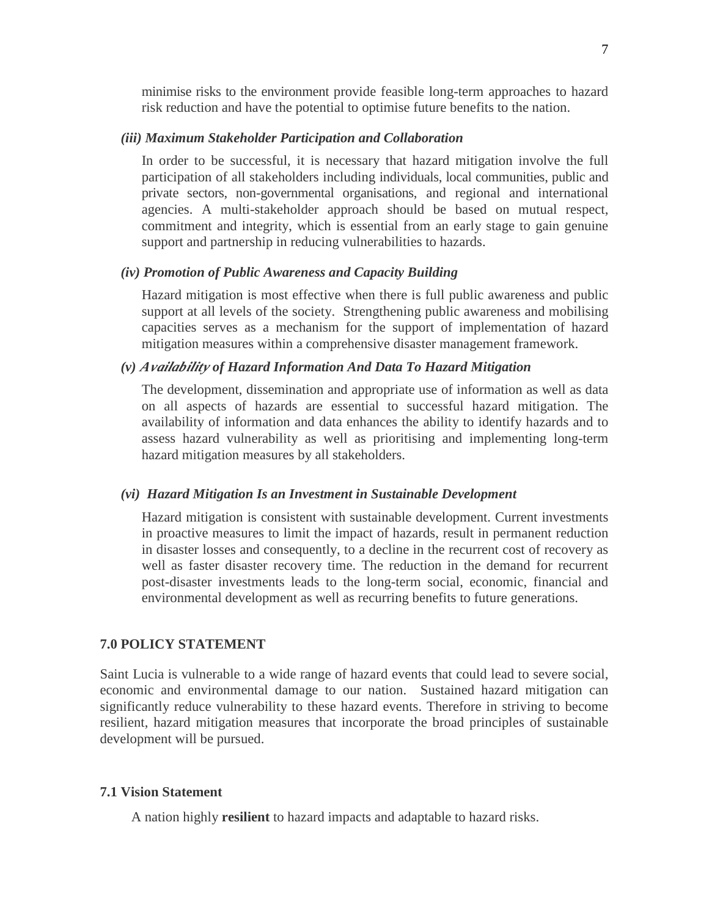minimise risks to the environment provide feasible long-term approaches to hazard risk reduction and have the potential to optimise future benefits to the nation.

***(iii) Maximum Stakeholder Participation and Collaboration***

In order to be successful, it is necessary that hazard mitigation involve the full participation of all stakeholders including individuals, local communities, public and private sectors, non-governmental organisations, and regional and international agencies. A multi-stakeholder approach should be based on mutual respect, commitment and integrity, which is essential from an early stage to gain genuine support and partnership in reducing vulnerabilities to hazards.

***(iv) Promotion of Public Awareness and Capacity Building***

Hazard mitigation is most effective when there is full public awareness and public support at all levels of the society. Strengthening public awareness and mobilising capacities serves as a mechanism for the support of implementation of hazard mitigation measures within a comprehensive disaster management framework.

***(v) Availability of Hazard Information And Data To Hazard Mitigation***

The development, dissemination and appropriate use of information as well as data on all aspects of hazards are essential to successful hazard mitigation. The availability of information and data enhances the ability to identify hazards and to assess hazard vulnerability as well as prioritising and implementing long-term hazard mitigation measures by all stakeholders.

***(vi) Hazard Mitigation Is an Investment in Sustainable Development***

Hazard mitigation is consistent with sustainable development. Current investments in proactive measures to limit the impact of hazards, result in permanent reduction in disaster losses and consequently, to a decline in the recurrent cost of recovery as well as faster disaster recovery time. The reduction in the demand for recurrent post-disaster investments leads to the long-term social, economic, financial and environmental development as well as recurring benefits to future generations.

## 7.0 POLICY STATEMENT

Saint Lucia is vulnerable to a wide range of hazard events that could lead to severe social, economic and environmental damage to our nation. Sustained hazard mitigation can significantly reduce vulnerability to these hazard events. Therefore in striving to become resilient, hazard mitigation measures that incorporate the broad principles of sustainable development will be pursued.

### 7.1 Vision Statement

A nation highly **resilient** to hazard impacts and adaptable to hazard risks.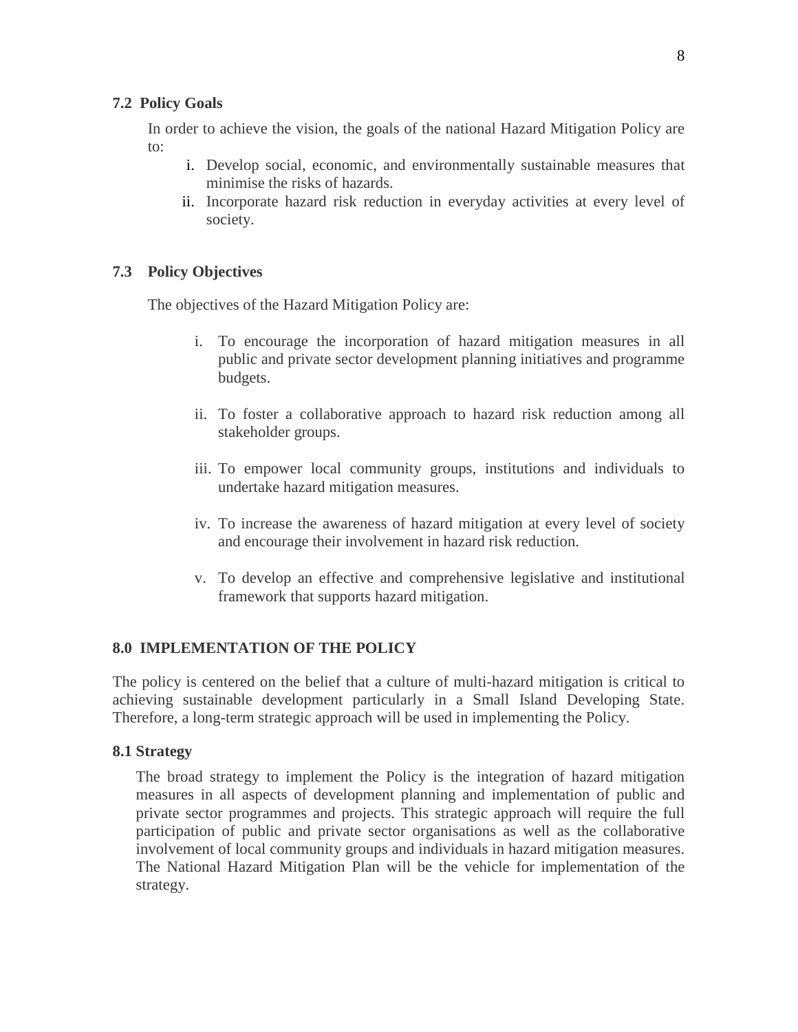### 7.2 Policy Goals

In order to achieve the vision, the goals of the national Hazard Mitigation Policy are to:

i. Develop social, economic, and environmentally sustainable measures that minimise the risks of hazards.
ii. Incorporate hazard risk reduction in everyday activities at every level of society.

### 7.3 Policy Objectives

The objectives of the Hazard Mitigation Policy are:

i. To encourage the incorporation of hazard mitigation measures in all public and private sector development planning initiatives and programme budgets.

ii. To foster a collaborative approach to hazard risk reduction among all stakeholder groups.

iii. To empower local community groups, institutions and individuals to undertake hazard mitigation measures.

iv. To increase the awareness of hazard mitigation at every level of society and encourage their involvement in hazard risk reduction.

v. To develop an effective and comprehensive legislative and institutional framework that supports hazard mitigation.

## 8.0 IMPLEMENTATION OF THE POLICY

The policy is centered on the belief that a culture of multi-hazard mitigation is critical to achieving sustainable development particularly in a Small Island Developing State. Therefore, a long-term strategic approach will be used in implementing the Policy.

### 8.1 Strategy

The broad strategy to implement the Policy is the integration of hazard mitigation measures in all aspects of development planning and implementation of public and private sector programmes and projects. This strategic approach will require the full participation of public and private sector organisations as well as the collaborative involvement of local community groups and individuals in hazard mitigation measures. The National Hazard Mitigation Plan will be the vehicle for implementation of the strategy.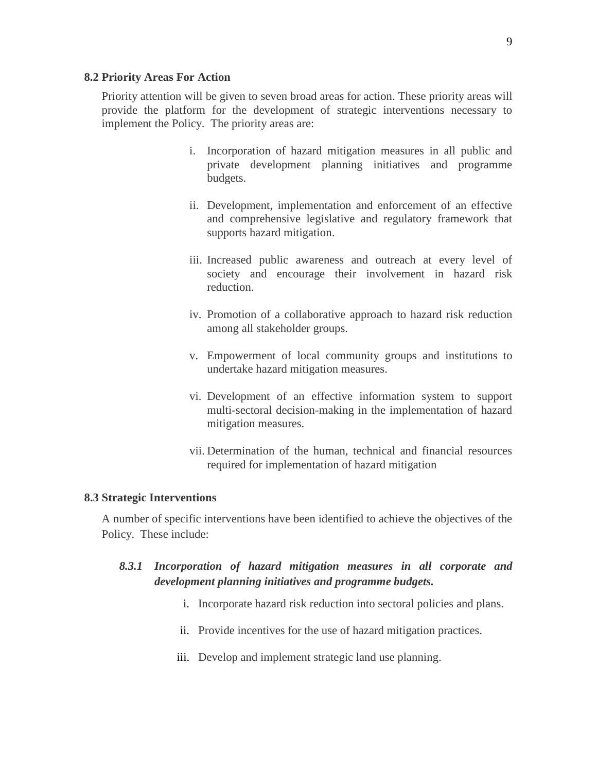## 8.2 Priority Areas For Action

Priority attention will be given to seven broad areas for action. These priority areas will provide the platform for the development of strategic interventions necessary to implement the Policy. The priority areas are:

i. Incorporation of hazard mitigation measures in all public and private development planning initiatives and programme budgets.

ii. Development, implementation and enforcement of an effective and comprehensive legislative and regulatory framework that supports hazard mitigation.

iii. Increased public awareness and outreach at every level of society and encourage their involvement in hazard risk reduction.

iv. Promotion of a collaborative approach to hazard risk reduction among all stakeholder groups.

v. Empowerment of local community groups and institutions to undertake hazard mitigation measures.

vi. Development of an effective information system to support multi-sectoral decision-making in the implementation of hazard mitigation measures.

vii. Determination of the human, technical and financial resources required for implementation of hazard mitigation

## 8.3 Strategic Interventions

A number of specific interventions have been identified to achieve the objectives of the Policy. These include:

### *8.3.1 Incorporation of hazard mitigation measures in all corporate and development planning initiatives and programme budgets.*

i. Incorporate hazard risk reduction into sectoral policies and plans.

ii. Provide incentives for the use of hazard mitigation practices.

iii. Develop and implement strategic land use planning.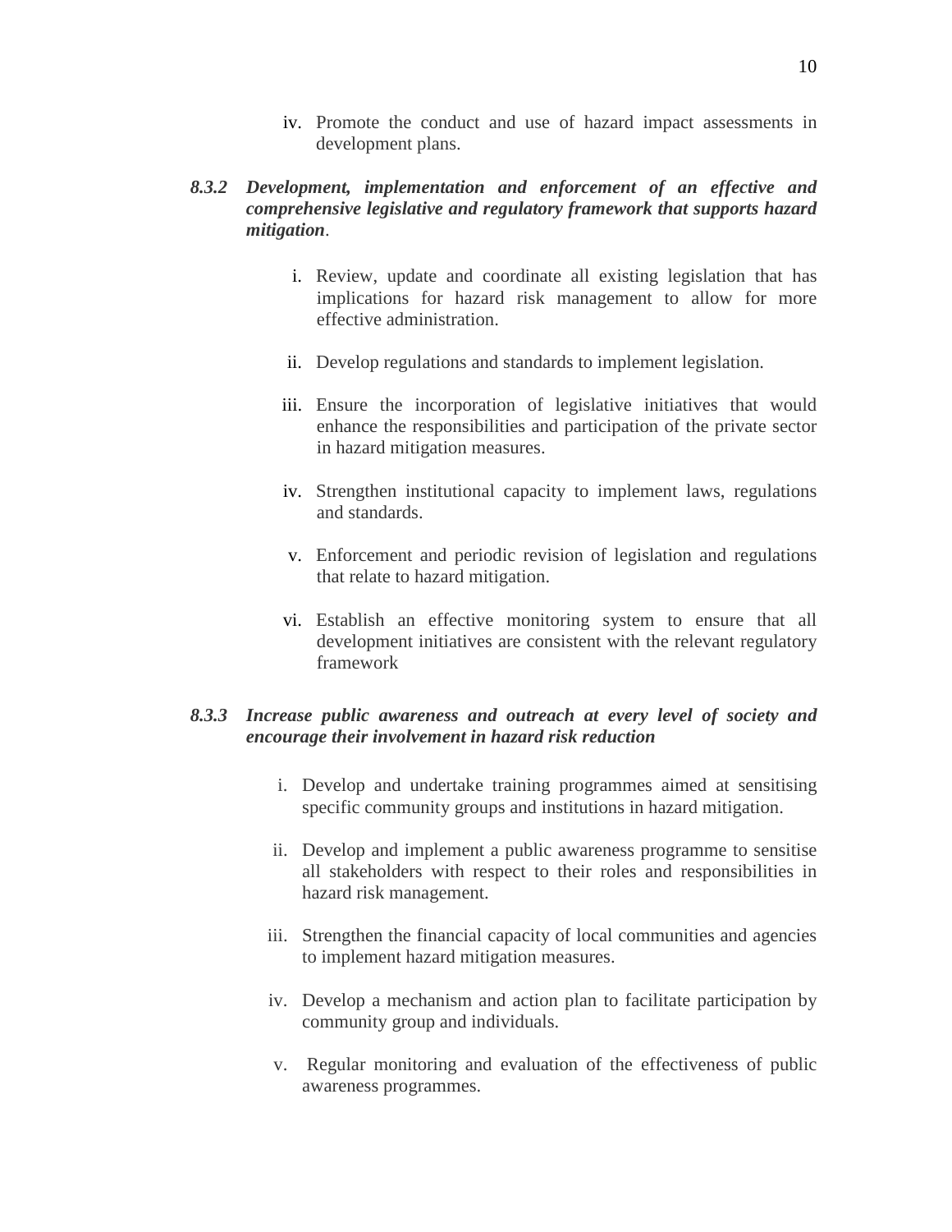iv. Promote the conduct and use of hazard impact assessments in development plans.

### *8.3.2 Development, implementation and enforcement of an effective and comprehensive legislative and regulatory framework that supports hazard mitigation*.

i. Review, update and coordinate all existing legislation that has implications for hazard risk management to allow for more effective administration.

ii. Develop regulations and standards to implement legislation.

iii. Ensure the incorporation of legislative initiatives that would enhance the responsibilities and participation of the private sector in hazard mitigation measures.

iv. Strengthen institutional capacity to implement laws, regulations and standards.

v. Enforcement and periodic revision of legislation and regulations that relate to hazard mitigation.

vi. Establish an effective monitoring system to ensure that all development initiatives are consistent with the relevant regulatory framework

### *8.3.3 Increase public awareness and outreach at every level of society and encourage their involvement in hazard risk reduction*

i. Develop and undertake training programmes aimed at sensitising specific community groups and institutions in hazard mitigation.

ii. Develop and implement a public awareness programme to sensitise all stakeholders with respect to their roles and responsibilities in hazard risk management.

iii. Strengthen the financial capacity of local communities and agencies to implement hazard mitigation measures.

iv. Develop a mechanism and action plan to facilitate participation by community group and individuals.

v. Regular monitoring and evaluation of the effectiveness of public awareness programmes.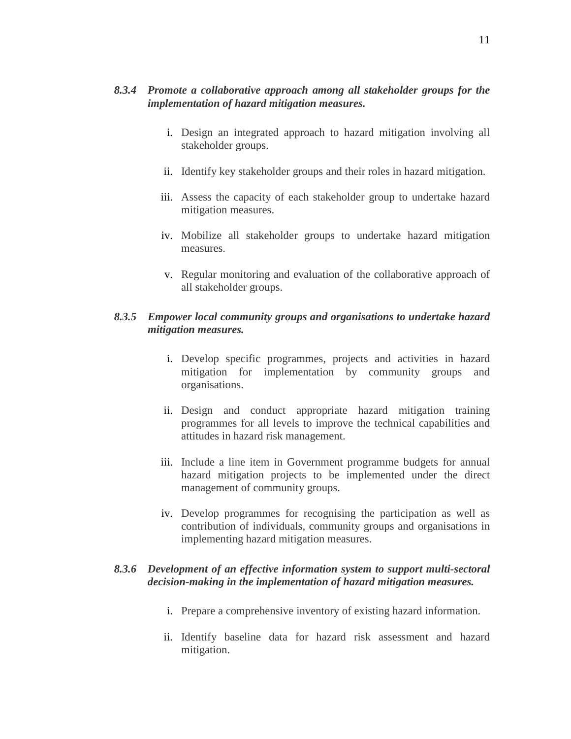***8.3.4 Promote a collaborative approach among all stakeholder groups for the implementation of hazard mitigation measures.***

i. Design an integrated approach to hazard mitigation involving all stakeholder groups.

ii. Identify key stakeholder groups and their roles in hazard mitigation.

iii. Assess the capacity of each stakeholder group to undertake hazard mitigation measures.

iv. Mobilize all stakeholder groups to undertake hazard mitigation measures.

v. Regular monitoring and evaluation of the collaborative approach of all stakeholder groups.

***8.3.5 Empower local community groups and organisations to undertake hazard mitigation measures.***

i. Develop specific programmes, projects and activities in hazard mitigation for implementation by community groups and organisations.

ii. Design and conduct appropriate hazard mitigation training programmes for all levels to improve the technical capabilities and attitudes in hazard risk management.

iii. Include a line item in Government programme budgets for annual hazard mitigation projects to be implemented under the direct management of community groups.

iv. Develop programmes for recognising the participation as well as contribution of individuals, community groups and organisations in implementing hazard mitigation measures.

***8.3.6 Development of an effective information system to support multi-sectoral decision-making in the implementation of hazard mitigation measures.***

i. Prepare a comprehensive inventory of existing hazard information.

ii. Identify baseline data for hazard risk assessment and hazard mitigation.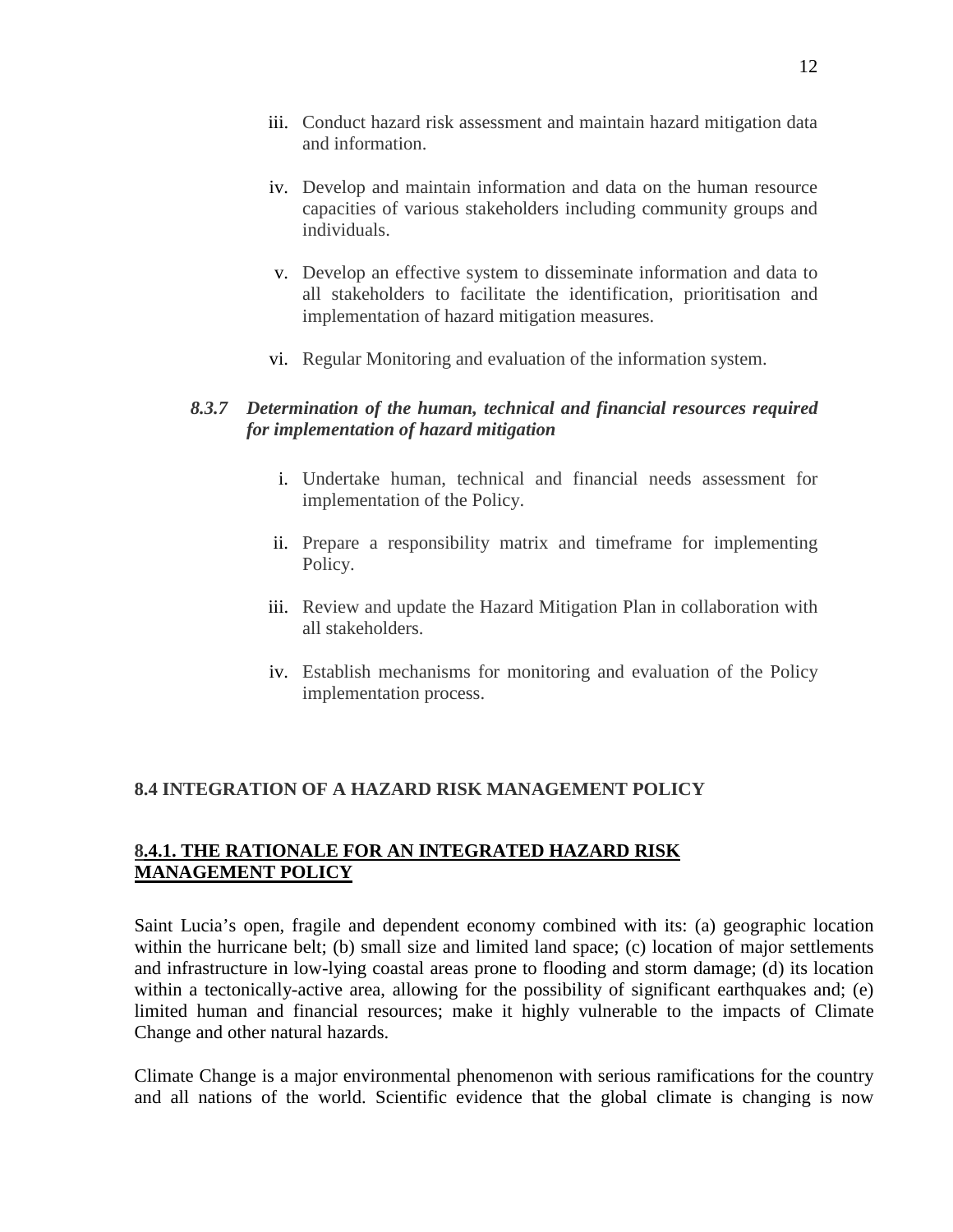iii. Conduct hazard risk assessment and maintain hazard mitigation data and information.

iv. Develop and maintain information and data on the human resource capacities of various stakeholders including community groups and individuals.

v. Develop an effective system to disseminate information and data to all stakeholders to facilitate the identification, prioritisation and implementation of hazard mitigation measures.

vi. Regular Monitoring and evaluation of the information system.

### *8.3.7 Determination of the human, technical and financial resources required for implementation of hazard mitigation*

i. Undertake human, technical and financial needs assessment for implementation of the Policy.

ii. Prepare a responsibility matrix and timeframe for implementing Policy.

iii. Review and update the Hazard Mitigation Plan in collaboration with all stakeholders.

iv. Establish mechanisms for monitoring and evaluation of the Policy implementation process.

## 8.4 INTEGRATION OF A HAZARD RISK MANAGEMENT POLICY

### 8.4.1. THE RATIONALE FOR AN INTEGRATED HAZARD RISK MANAGEMENT POLICY

Saint Lucia's open, fragile and dependent economy combined with its: (a) geographic location within the hurricane belt; (b) small size and limited land space; (c) location of major settlements and infrastructure in low-lying coastal areas prone to flooding and storm damage; (d) its location within a tectonically-active area, allowing for the possibility of significant earthquakes and; (e) limited human and financial resources; make it highly vulnerable to the impacts of Climate Change and other natural hazards.

Climate Change is a major environmental phenomenon with serious ramifications for the country and all nations of the world. Scientific evidence that the global climate is changing is now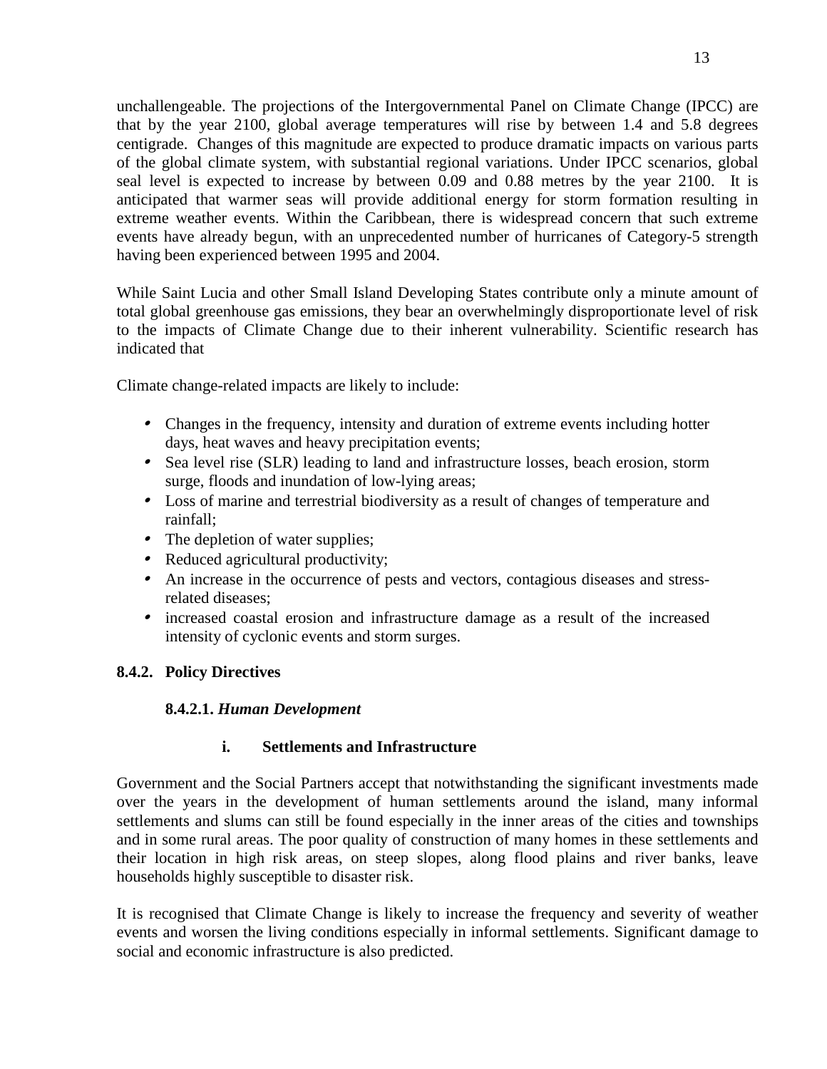unchallengeable. The projections of the Intergovernmental Panel on Climate Change (IPCC) are that by the year 2100, global average temperatures will rise by between 1.4 and 5.8 degrees centigrade. Changes of this magnitude are expected to produce dramatic impacts on various parts of the global climate system, with substantial regional variations. Under IPCC scenarios, global seal level is expected to increase by between 0.09 and 0.88 metres by the year 2100. It is anticipated that warmer seas will provide additional energy for storm formation resulting in extreme weather events. Within the Caribbean, there is widespread concern that such extreme events have already begun, with an unprecedented number of hurricanes of Category-5 strength having been experienced between 1995 and 2004.

While Saint Lucia and other Small Island Developing States contribute only a minute amount of total global greenhouse gas emissions, they bear an overwhelmingly disproportionate level of risk to the impacts of Climate Change due to their inherent vulnerability. Scientific research has indicated that

Climate change-related impacts are likely to include:

- Changes in the frequency, intensity and duration of extreme events including hotter days, heat waves and heavy precipitation events;
- Sea level rise (SLR) leading to land and infrastructure losses, beach erosion, storm surge, floods and inundation of low-lying areas;
- Loss of marine and terrestrial biodiversity as a result of changes of temperature and rainfall;
- The depletion of water supplies;
- Reduced agricultural productivity;
- An increase in the occurrence of pests and vectors, contagious diseases and stress-related diseases;
- increased coastal erosion and infrastructure damage as a result of the increased intensity of cyclonic events and storm surges.

### 8.4.2. Policy Directives

#### 8.4.2.1. *Human Development*

##### i. Settlements and Infrastructure

Government and the Social Partners accept that notwithstanding the significant investments made over the years in the development of human settlements around the island, many informal settlements and slums can still be found especially in the inner areas of the cities and townships and in some rural areas. The poor quality of construction of many homes in these settlements and their location in high risk areas, on steep slopes, along flood plains and river banks, leave households highly susceptible to disaster risk.

It is recognised that Climate Change is likely to increase the frequency and severity of weather events and worsen the living conditions especially in informal settlements. Significant damage to social and economic infrastructure is also predicted.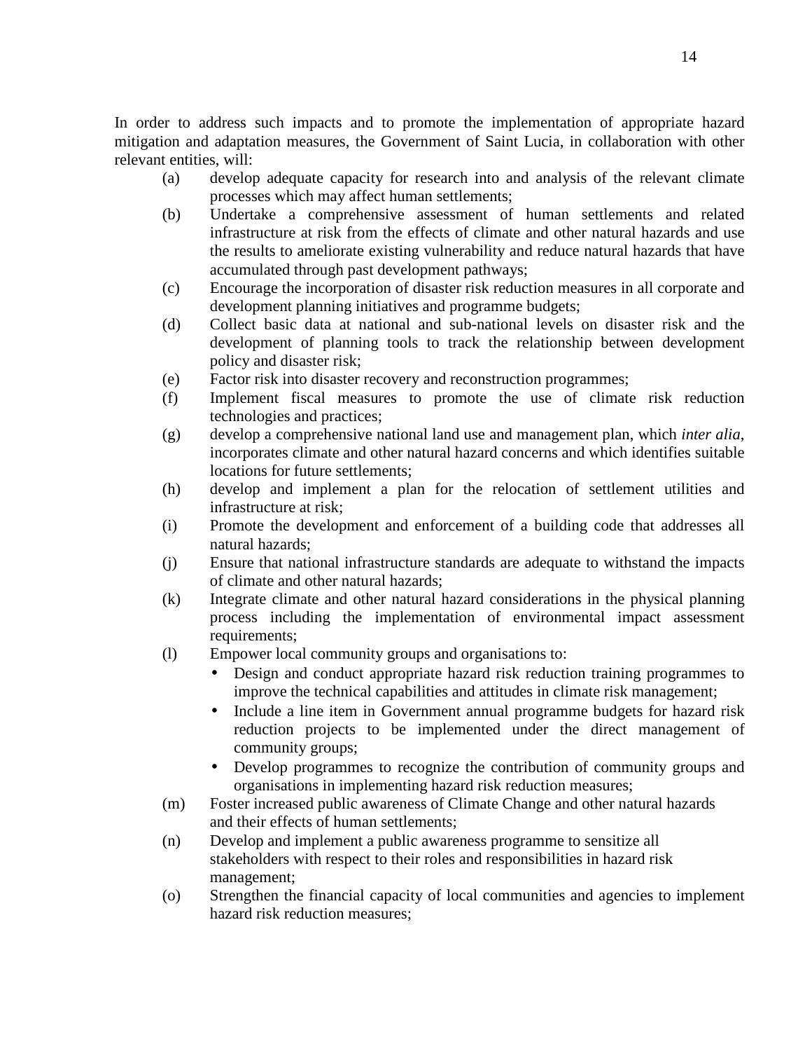In order to address such impacts and to promote the implementation of appropriate hazard mitigation and adaptation measures, the Government of Saint Lucia, in collaboration with other relevant entities, will:

(a) develop adequate capacity for research into and analysis of the relevant climate processes which may affect human settlements;

(b) Undertake a comprehensive assessment of human settlements and related infrastructure at risk from the effects of climate and other natural hazards and use the results to ameliorate existing vulnerability and reduce natural hazards that have accumulated through past development pathways;

(c) Encourage the incorporation of disaster risk reduction measures in all corporate and development planning initiatives and programme budgets;

(d) Collect basic data at national and sub-national levels on disaster risk and the development of planning tools to track the relationship between development policy and disaster risk;

(e) Factor risk into disaster recovery and reconstruction programmes;

(f) Implement fiscal measures to promote the use of climate risk reduction technologies and practices;

(g) develop a comprehensive national land use and management plan, which *inter alia*, incorporates climate and other natural hazard concerns and which identifies suitable locations for future settlements;

(h) develop and implement a plan for the relocation of settlement utilities and infrastructure at risk;

(i) Promote the development and enforcement of a building code that addresses all natural hazards;

(j) Ensure that national infrastructure standards are adequate to withstand the impacts of climate and other natural hazards;

(k) Integrate climate and other natural hazard considerations in the physical planning process including the implementation of environmental impact assessment requirements;

(l) Empower local community groups and organisations to:
- Design and conduct appropriate hazard risk reduction training programmes to improve the technical capabilities and attitudes in climate risk management;
- Include a line item in Government annual programme budgets for hazard risk reduction projects to be implemented under the direct management of community groups;
- Develop programmes to recognize the contribution of community groups and organisations in implementing hazard risk reduction measures;

(m) Foster increased public awareness of Climate Change and other natural hazards and their effects of human settlements;

(n) Develop and implement a public awareness programme to sensitize all stakeholders with respect to their roles and responsibilities in hazard risk management;

(o) Strengthen the financial capacity of local communities and agencies to implement hazard risk reduction measures;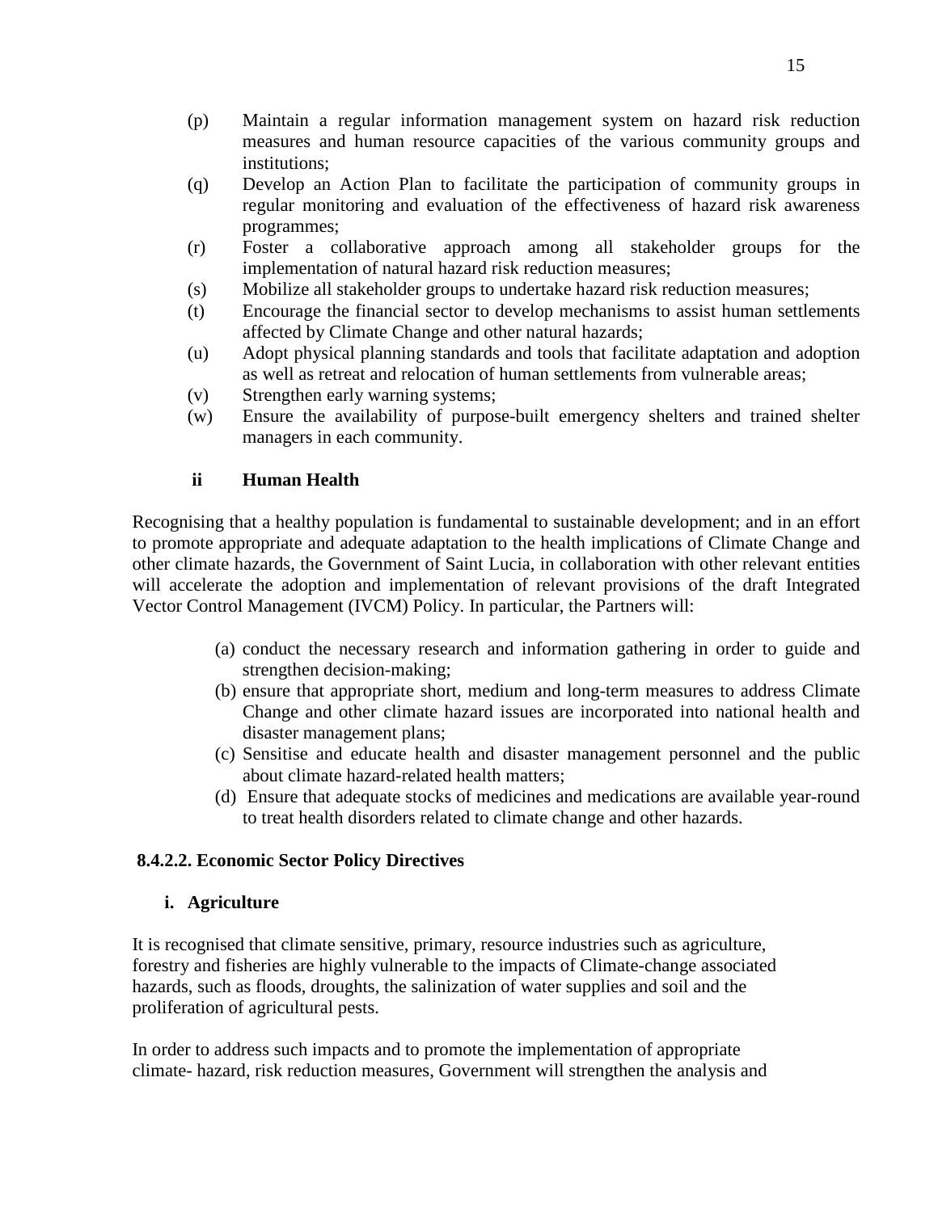(p) Maintain a regular information management system on hazard risk reduction measures and human resource capacities of the various community groups and institutions;

(q) Develop an Action Plan to facilitate the participation of community groups in regular monitoring and evaluation of the effectiveness of hazard risk awareness programmes;

(r) Foster a collaborative approach among all stakeholder groups for the implementation of natural hazard risk reduction measures;

(s) Mobilize all stakeholder groups to undertake hazard risk reduction measures;

(t) Encourage the financial sector to develop mechanisms to assist human settlements affected by Climate Change and other natural hazards;

(u) Adopt physical planning standards and tools that facilitate adaptation and adoption as well as retreat and relocation of human settlements from vulnerable areas;

(v) Strengthen early warning systems;

(w) Ensure the availability of purpose-built emergency shelters and trained shelter managers in each community.

**ii Human Health**

Recognising that a healthy population is fundamental to sustainable development; and in an effort to promote appropriate and adequate adaptation to the health implications of Climate Change and other climate hazards, the Government of Saint Lucia, in collaboration with other relevant entities will accelerate the adoption and implementation of relevant provisions of the draft Integrated Vector Control Management (IVCM) Policy. In particular, the Partners will:

(a) conduct the necessary research and information gathering in order to guide and strengthen decision-making;

(b) ensure that appropriate short, medium and long-term measures to address Climate Change and other climate hazard issues are incorporated into national health and disaster management plans;

(c) Sensitise and educate health and disaster management personnel and the public about climate hazard-related health matters;

(d) Ensure that adequate stocks of medicines and medications are available year-round to treat health disorders related to climate change and other hazards.

**8.4.2.2. Economic Sector Policy Directives**

**i. Agriculture**

It is recognised that climate sensitive, primary, resource industries such as agriculture, forestry and fisheries are highly vulnerable to the impacts of Climate-change associated hazards, such as floods, droughts, the salinization of water supplies and soil and the proliferation of agricultural pests.

In order to address such impacts and to promote the implementation of appropriate climate- hazard, risk reduction measures, Government will strengthen the analysis and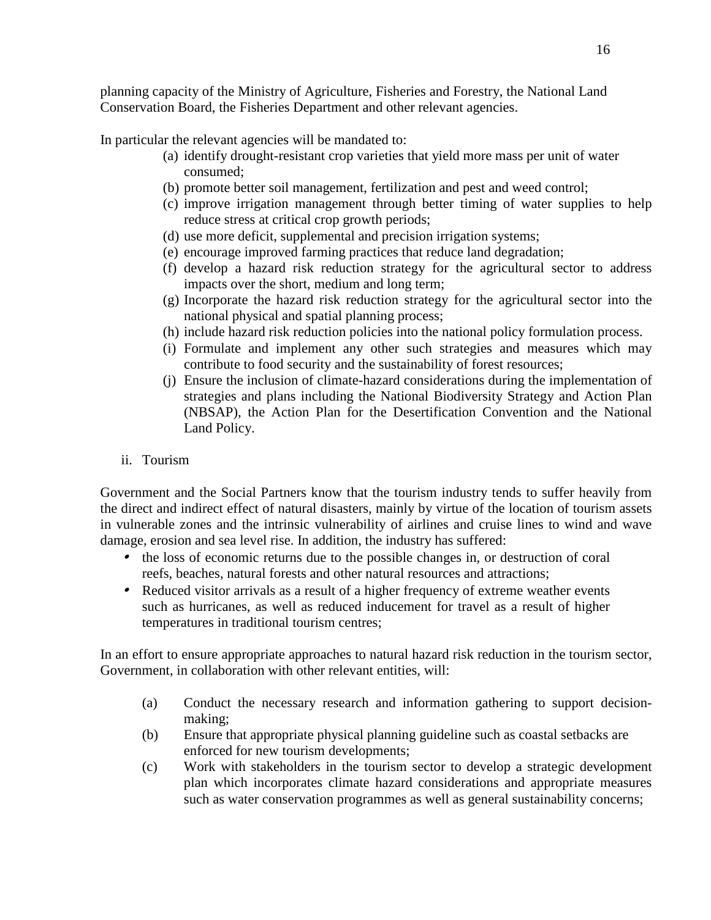planning capacity of the Ministry of Agriculture, Fisheries and Forestry, the National Land Conservation Board, the Fisheries Department and other relevant agencies.

In particular the relevant agencies will be mandated to:

(a) identify drought-resistant crop varieties that yield more mass per unit of water consumed;
(b) promote better soil management, fertilization and pest and weed control;
(c) improve irrigation management through better timing of water supplies to help reduce stress at critical crop growth periods;
(d) use more deficit, supplemental and precision irrigation systems;
(e) encourage improved farming practices that reduce land degradation;
(f) develop a hazard risk reduction strategy for the agricultural sector to address impacts over the short, medium and long term;
(g) Incorporate the hazard risk reduction strategy for the agricultural sector into the national physical and spatial planning process;
(h) include hazard risk reduction policies into the national policy formulation process.
(i) Formulate and implement any other such strategies and measures which may contribute to food security and the sustainability of forest resources;
(j) Ensure the inclusion of climate-hazard considerations during the implementation of strategies and plans including the National Biodiversity Strategy and Action Plan (NBSAP), the Action Plan for the Desertification Convention and the National Land Policy.

ii. Tourism

Government and the Social Partners know that the tourism industry tends to suffer heavily from the direct and indirect effect of natural disasters, mainly by virtue of the location of tourism assets in vulnerable zones and the intrinsic vulnerability of airlines and cruise lines to wind and wave damage, erosion and sea level rise. In addition, the industry has suffered:

- the loss of economic returns due to the possible changes in, or destruction of coral reefs, beaches, natural forests and other natural resources and attractions;
- Reduced visitor arrivals as a result of a higher frequency of extreme weather events such as hurricanes, as well as reduced inducement for travel as a result of higher temperatures in traditional tourism centres;

In an effort to ensure appropriate approaches to natural hazard risk reduction in the tourism sector, Government, in collaboration with other relevant entities, will:

(a) Conduct the necessary research and information gathering to support decision-making;
(b) Ensure that appropriate physical planning guideline such as coastal setbacks are enforced for new tourism developments;
(c) Work with stakeholders in the tourism sector to develop a strategic development plan which incorporates climate hazard considerations and appropriate measures such as water conservation programmes as well as general sustainability concerns;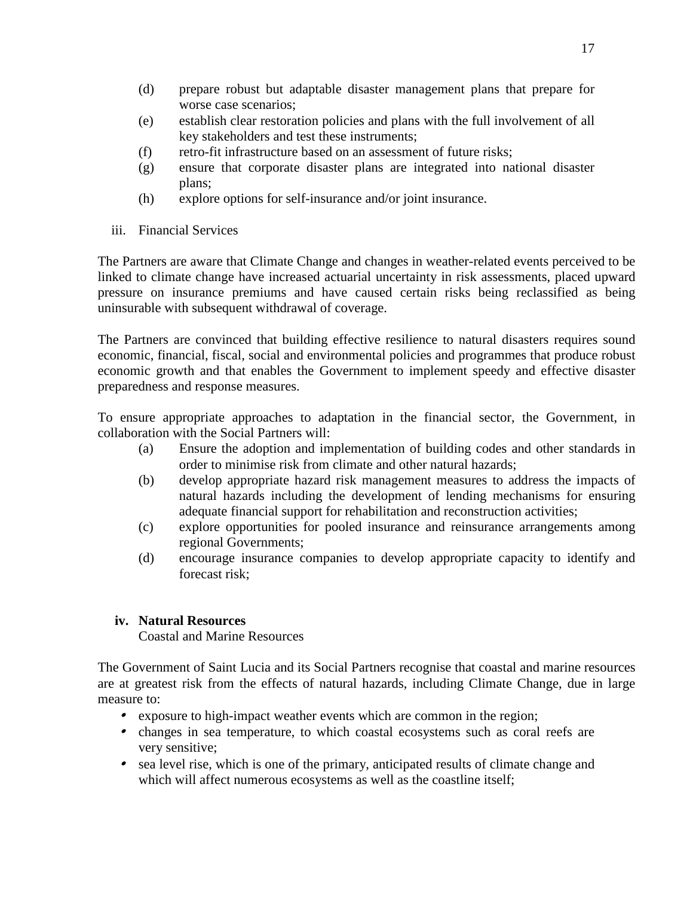(d) prepare robust but adaptable disaster management plans that prepare for worse case scenarios;
(e) establish clear restoration policies and plans with the full involvement of all key stakeholders and test these instruments;
(f) retro-fit infrastructure based on an assessment of future risks;
(g) ensure that corporate disaster plans are integrated into national disaster plans;
(h) explore options for self-insurance and/or joint insurance.

iii. Financial Services

The Partners are aware that Climate Change and changes in weather-related events perceived to be linked to climate change have increased actuarial uncertainty in risk assessments, placed upward pressure on insurance premiums and have caused certain risks being reclassified as being uninsurable with subsequent withdrawal of coverage.

The Partners are convinced that building effective resilience to natural disasters requires sound economic, financial, fiscal, social and environmental policies and programmes that produce robust economic growth and that enables the Government to implement speedy and effective disaster preparedness and response measures.

To ensure appropriate approaches to adaptation in the financial sector, the Government, in collaboration with the Social Partners will:

(a) Ensure the adoption and implementation of building codes and other standards in order to minimise risk from climate and other natural hazards;
(b) develop appropriate hazard risk management measures to address the impacts of natural hazards including the development of lending mechanisms for ensuring adequate financial support for rehabilitation and reconstruction activities;
(c) explore opportunities for pooled insurance and reinsurance arrangements among regional Governments;
(d) encourage insurance companies to develop appropriate capacity to identify and forecast risk;

**iv. Natural Resources**

Coastal and Marine Resources

The Government of Saint Lucia and its Social Partners recognise that coastal and marine resources are at greatest risk from the effects of natural hazards, including Climate Change, due in large measure to:

- exposure to high-impact weather events which are common in the region;
- changes in sea temperature, to which coastal ecosystems such as coral reefs are very sensitive;
- sea level rise, which is one of the primary, anticipated results of climate change and which will affect numerous ecosystems as well as the coastline itself;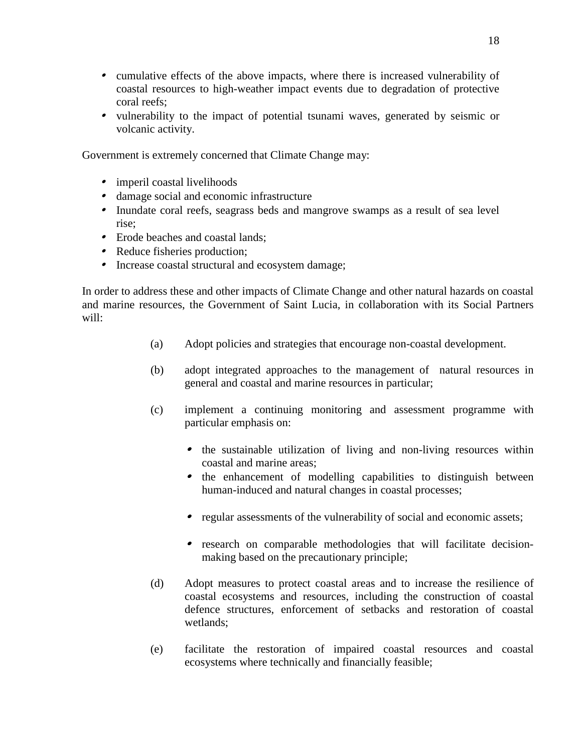- cumulative effects of the above impacts, where there is increased vulnerability of coastal resources to high-weather impact events due to degradation of protective coral reefs;
- vulnerability to the impact of potential tsunami waves, generated by seismic or volcanic activity.

Government is extremely concerned that Climate Change may:

- imperil coastal livelihoods
- damage social and economic infrastructure
- Inundate coral reefs, seagrass beds and mangrove swamps as a result of sea level rise;
- Erode beaches and coastal lands;
- Reduce fisheries production;
- Increase coastal structural and ecosystem damage;

In order to address these and other impacts of Climate Change and other natural hazards on coastal and marine resources, the Government of Saint Lucia, in collaboration with its Social Partners will:

(a) Adopt policies and strategies that encourage non-coastal development.

(b) adopt integrated approaches to the management of natural resources in general and coastal and marine resources in particular;

(c) implement a continuing monitoring and assessment programme with particular emphasis on:

- the sustainable utilization of living and non-living resources within coastal and marine areas;
- the enhancement of modelling capabilities to distinguish between human-induced and natural changes in coastal processes;
- regular assessments of the vulnerability of social and economic assets;
- research on comparable methodologies that will facilitate decision-making based on the precautionary principle;

(d) Adopt measures to protect coastal areas and to increase the resilience of coastal ecosystems and resources, including the construction of coastal defence structures, enforcement of setbacks and restoration of coastal wetlands;

(e) facilitate the restoration of impaired coastal resources and coastal ecosystems where technically and financially feasible;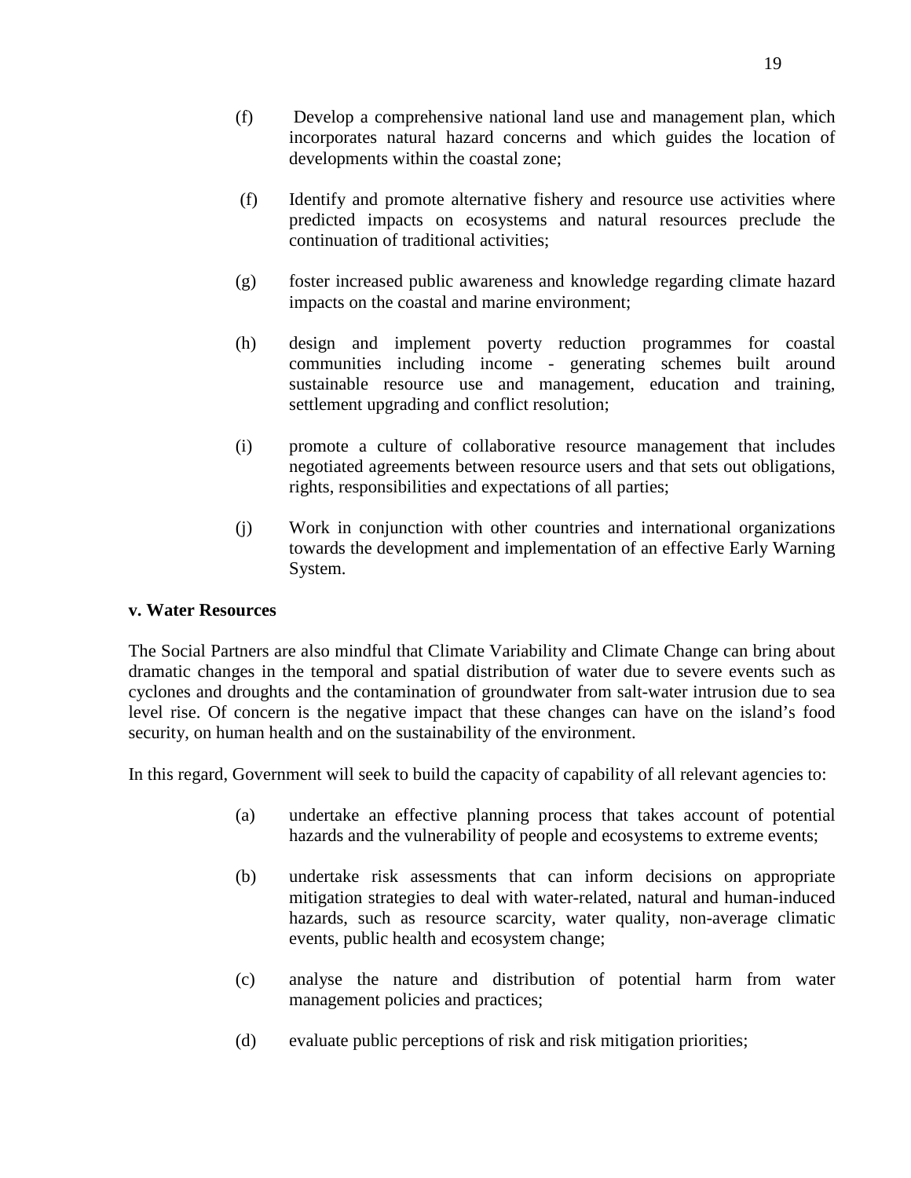(f) Develop a comprehensive national land use and management plan, which incorporates natural hazard concerns and which guides the location of developments within the coastal zone;

(f) Identify and promote alternative fishery and resource use activities where predicted impacts on ecosystems and natural resources preclude the continuation of traditional activities;

(g) foster increased public awareness and knowledge regarding climate hazard impacts on the coastal and marine environment;

(h) design and implement poverty reduction programmes for coastal communities including income - generating schemes built around sustainable resource use and management, education and training, settlement upgrading and conflict resolution;

(i) promote a culture of collaborative resource management that includes negotiated agreements between resource users and that sets out obligations, rights, responsibilities and expectations of all parties;

(j) Work in conjunction with other countries and international organizations towards the development and implementation of an effective Early Warning System.

**v. Water Resources**

The Social Partners are also mindful that Climate Variability and Climate Change can bring about dramatic changes in the temporal and spatial distribution of water due to severe events such as cyclones and droughts and the contamination of groundwater from salt-water intrusion due to sea level rise. Of concern is the negative impact that these changes can have on the island's food security, on human health and on the sustainability of the environment.

In this regard, Government will seek to build the capacity of capability of all relevant agencies to:

(a) undertake an effective planning process that takes account of potential hazards and the vulnerability of people and ecosystems to extreme events;

(b) undertake risk assessments that can inform decisions on appropriate mitigation strategies to deal with water-related, natural and human-induced hazards, such as resource scarcity, water quality, non-average climatic events, public health and ecosystem change;

(c) analyse the nature and distribution of potential harm from water management policies and practices;

(d) evaluate public perceptions of risk and risk mitigation priorities;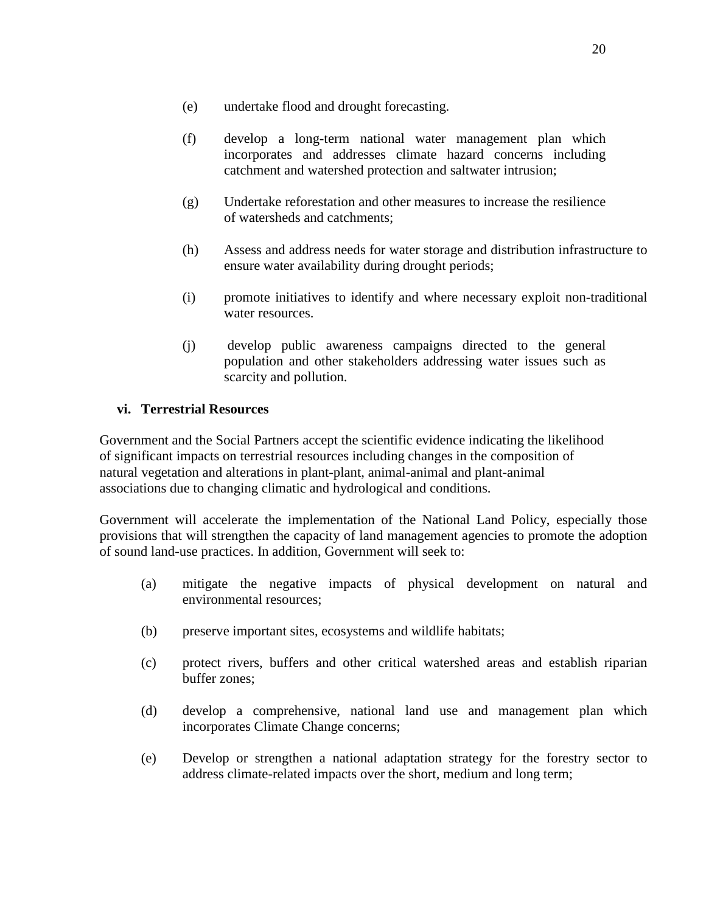(e) undertake flood and drought forecasting.

(f) develop a long-term national water management plan which incorporates and addresses climate hazard concerns including catchment and watershed protection and saltwater intrusion;

(g) Undertake reforestation and other measures to increase the resilience of watersheds and catchments;

(h) Assess and address needs for water storage and distribution infrastructure to ensure water availability during drought periods;

(i) promote initiatives to identify and where necessary exploit non-traditional water resources.

(j) develop public awareness campaigns directed to the general population and other stakeholders addressing water issues such as scarcity and pollution.

### vi. Terrestrial Resources

Government and the Social Partners accept the scientific evidence indicating the likelihood of significant impacts on terrestrial resources including changes in the composition of natural vegetation and alterations in plant-plant, animal-animal and plant-animal associations due to changing climatic and hydrological and conditions.

Government will accelerate the implementation of the National Land Policy, especially those provisions that will strengthen the capacity of land management agencies to promote the adoption of sound land-use practices. In addition, Government will seek to:

(a) mitigate the negative impacts of physical development on natural and environmental resources;

(b) preserve important sites, ecosystems and wildlife habitats;

(c) protect rivers, buffers and other critical watershed areas and establish riparian buffer zones;

(d) develop a comprehensive, national land use and management plan which incorporates Climate Change concerns;

(e) Develop or strengthen a national adaptation strategy for the forestry sector to address climate-related impacts over the short, medium and long term;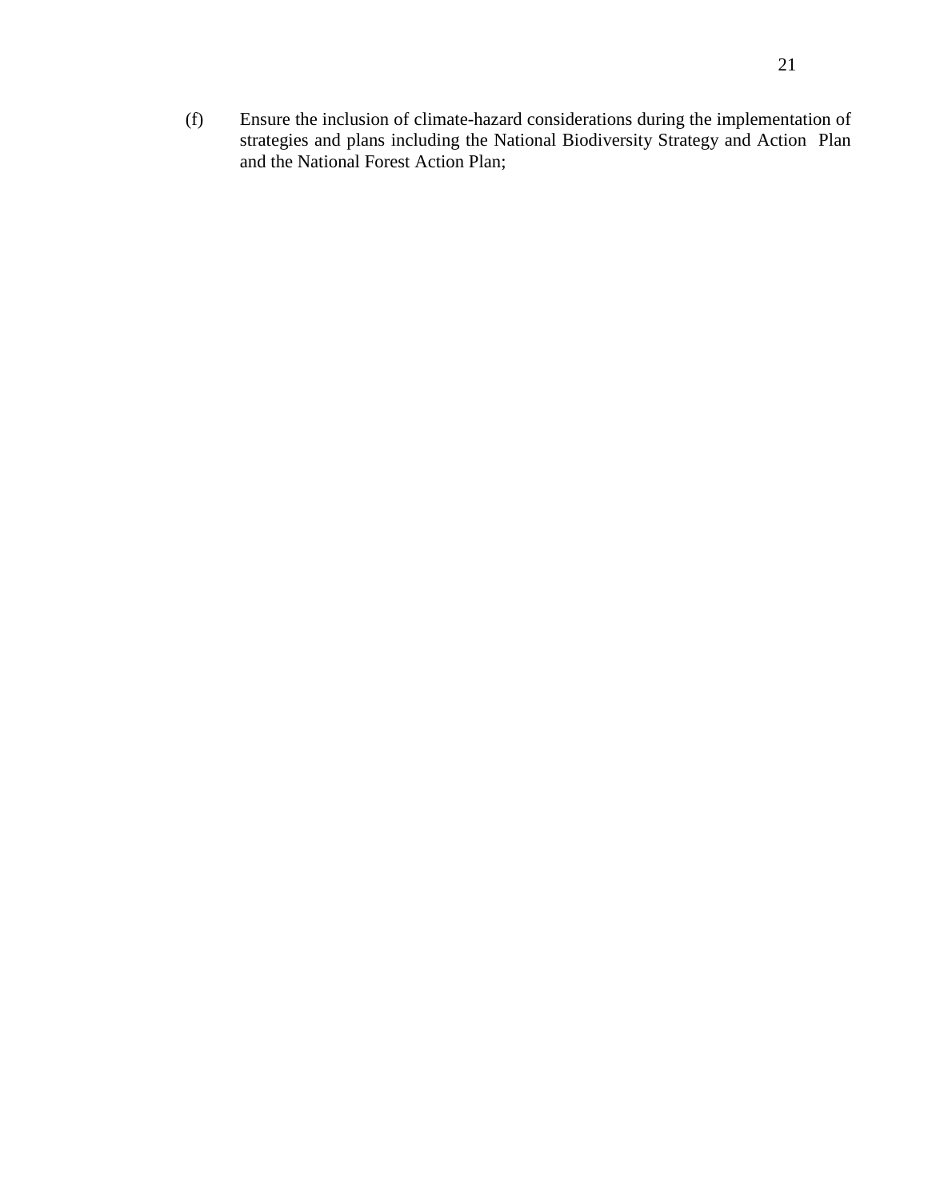(f) Ensure the inclusion of climate-hazard considerations during the implementation of strategies and plans including the National Biodiversity Strategy and Action Plan and the National Forest Action Plan;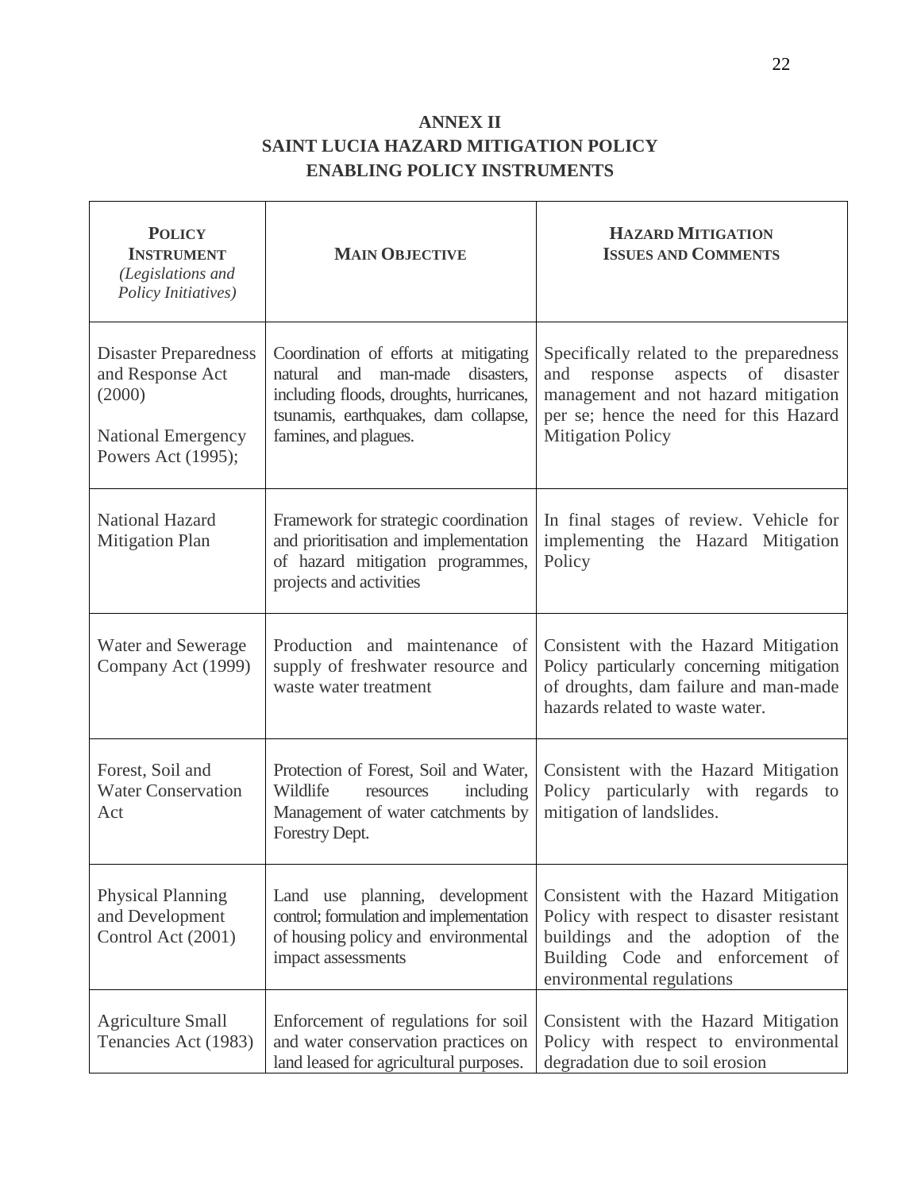# ANNEX II
# SAINT LUCIA HAZARD MITIGATION POLICY
# ENABLING POLICY INSTRUMENTS

| **POLICY INSTRUMENT** *(Legislations and Policy Initiatives)* | **MAIN OBJECTIVE** | **HAZARD MITIGATION ISSUES AND COMMENTS** |
|---|---|---|
| Disaster Preparedness and Response Act (2000)<br><br>National Emergency Powers Act (1995); | Coordination of efforts at mitigating natural and man-made disasters, including floods, droughts, hurricanes, tsunamis, earthquakes, dam collapse, famines, and plagues. | Specifically related to the preparedness and response aspects of disaster management and not hazard mitigation per se; hence the need for this Hazard Mitigation Policy |
| National Hazard Mitigation Plan | Framework for strategic coordination and prioritisation and implementation of hazard mitigation programmes, projects and activities | In final stages of review. Vehicle for implementing the Hazard Mitigation Policy |
| Water and Sewerage Company Act (1999) | Production and maintenance of supply of freshwater resource and waste water treatment | Consistent with the Hazard Mitigation Policy particularly concerning mitigation of droughts, dam failure and man-made hazards related to waste water. |
| Forest, Soil and Water Conservation Act | Protection of Forest, Soil and Water, Wildlife resources including Management of water catchments by Forestry Dept. | Consistent with the Hazard Mitigation Policy particularly with regards to mitigation of landslides. |
| Physical Planning and Development Control Act (2001) | Land use planning, development control; formulation and implementation of housing policy and environmental impact assessments | Consistent with the Hazard Mitigation Policy with respect to disaster resistant buildings and the adoption of the Building Code and enforcement of environmental regulations |
| Agriculture Small Tenancies Act (1983) | Enforcement of regulations for soil and water conservation practices on land leased for agricultural purposes. | Consistent with the Hazard Mitigation Policy with respect to environmental degradation due to soil erosion |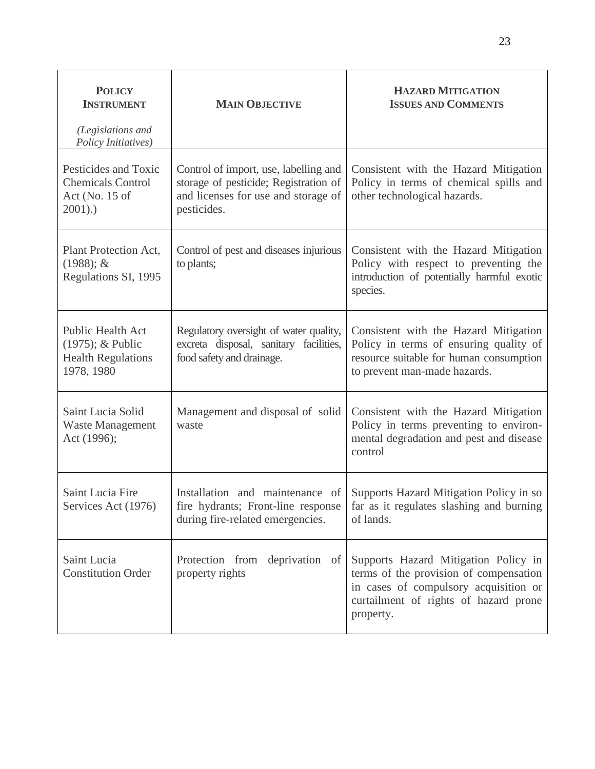| **Policy Instrument** *(Legislations and Policy Initiatives)* | **Main Objective** | **Hazard Mitigation Issues and Comments** |
|---|---|---|
| Pesticides and Toxic Chemicals Control Act (No. 15 of 2001).) | Control of import, use, labelling and storage of pesticide; Registration of and licenses for use and storage of pesticides. | Consistent with the Hazard Mitigation Policy in terms of chemical spills and other technological hazards. |
| Plant Protection Act, (1988); & Regulations SI, 1995 | Control of pest and diseases injurious to plants; | Consistent with the Hazard Mitigation Policy with respect to preventing the introduction of potentially harmful exotic species. |
| Public Health Act (1975); & Public Health Regulations 1978, 1980 | Regulatory oversight of water quality, excreta disposal, sanitary facilities, food safety and drainage. | Consistent with the Hazard Mitigation Policy in terms of ensuring quality of resource suitable for human consumption to prevent man-made hazards. |
| Saint Lucia Solid Waste Management Act (1996); | Management and disposal of solid waste | Consistent with the Hazard Mitigation Policy in terms preventing to environ-mental degradation and pest and disease control |
| Saint Lucia Fire Services Act (1976) | Installation and maintenance of fire hydrants; Front-line response during fire-related emergencies. | Supports Hazard Mitigation Policy in so far as it regulates slashing and burning of lands. |
| Saint Lucia Constitution Order | Protection from deprivation of property rights | Supports Hazard Mitigation Policy in terms of the provision of compensation in cases of compulsory acquisition or curtailment of rights of hazard prone property. |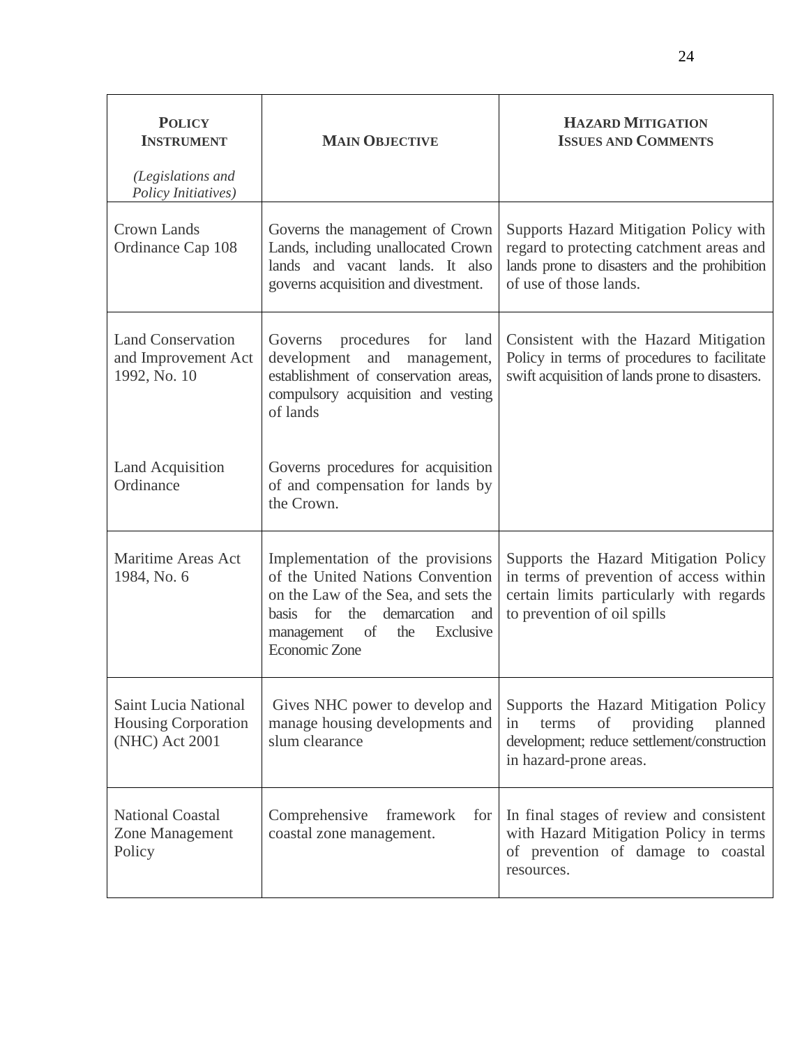| **POLICY INSTRUMENT** *(Legislations and Policy Initiatives)* | **MAIN OBJECTIVE** | **HAZARD MITIGATION ISSUES AND COMMENTS** |
|---|---|---|
| Crown Lands Ordinance Cap 108 | Governs the management of Crown Lands, including unallocated Crown lands and vacant lands. It also governs acquisition and divestment. | Supports Hazard Mitigation Policy with regard to protecting catchment areas and lands prone to disasters and the prohibition of use of those lands. |
| Land Conservation and Improvement Act 1992, No. 10 | Governs procedures for land development and management, establishment of conservation areas, compulsory acquisition and vesting of lands | Consistent with the Hazard Mitigation Policy in terms of procedures to facilitate swift acquisition of lands prone to disasters. |
| Land Acquisition Ordinance | Governs procedures for acquisition of and compensation for lands by the Crown. | |
| Maritime Areas Act 1984, No. 6 | Implementation of the provisions of the United Nations Convention on the Law of the Sea, and sets the basis for the demarcation and management of the Exclusive Economic Zone | Supports the Hazard Mitigation Policy in terms of prevention of access within certain limits particularly with regards to prevention of oil spills |
| Saint Lucia National Housing Corporation (NHC) Act 2001 | Gives NHC power to develop and manage housing developments and slum clearance | Supports the Hazard Mitigation Policy in terms of providing planned development; reduce settlement/construction in hazard-prone areas. |
| National Coastal Zone Management Policy | Comprehensive framework for coastal zone management. | In final stages of review and consistent with Hazard Mitigation Policy in terms of prevention of damage to coastal resources. |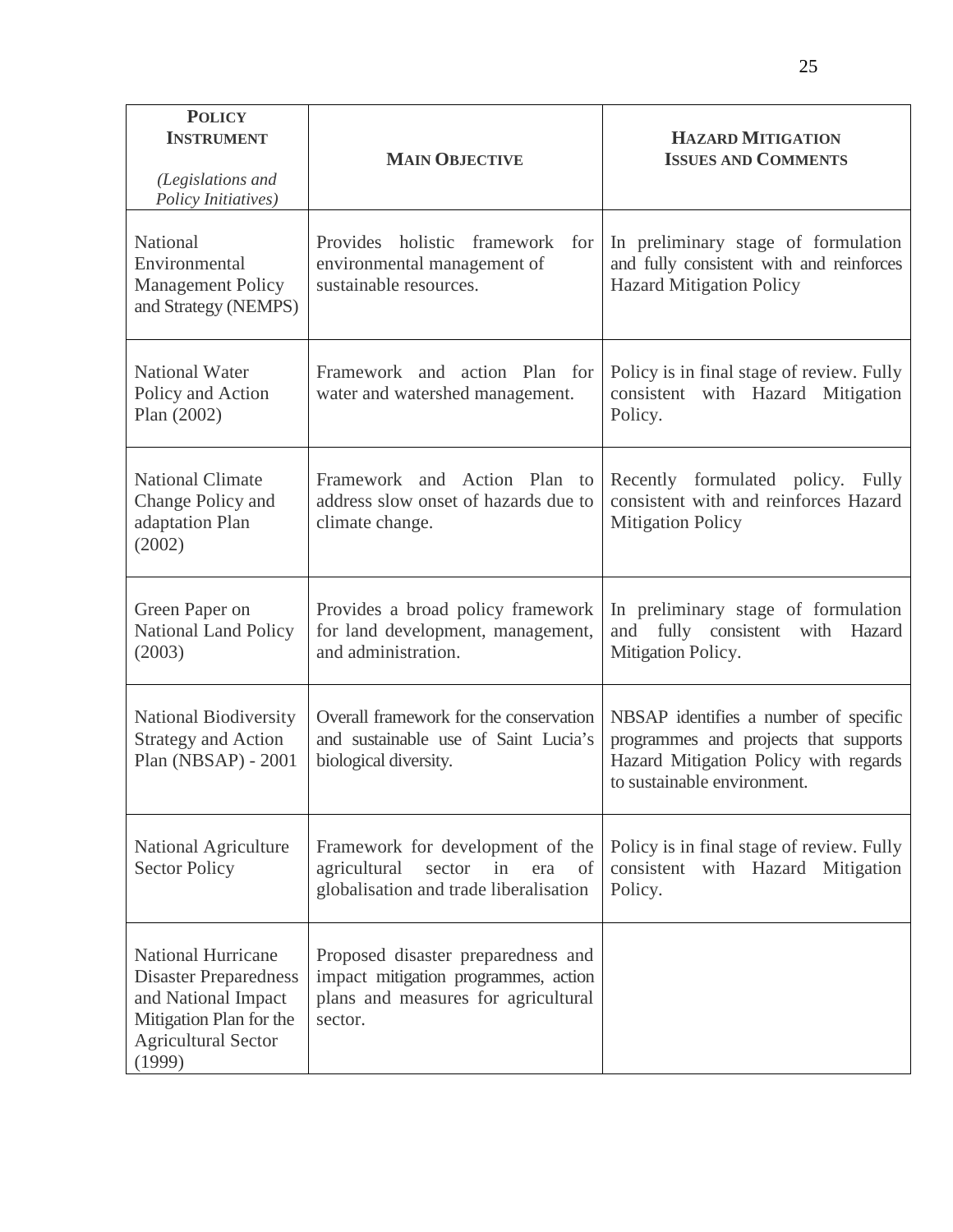| **POLICY INSTRUMENT** *(Legislations and Policy Initiatives)* | **MAIN OBJECTIVE** | **HAZARD MITIGATION ISSUES AND COMMENTS** |
|---|---|---|
| National Environmental Management Policy and Strategy (NEMPS) | Provides holistic framework for environmental management of sustainable resources. | In preliminary stage of formulation and fully consistent with and reinforces Hazard Mitigation Policy |
| National Water Policy and Action Plan (2002) | Framework and action Plan for water and watershed management. | Policy is in final stage of review. Fully consistent with Hazard Mitigation Policy. |
| National Climate Change Policy and adaptation Plan (2002) | Framework and Action Plan to address slow onset of hazards due to climate change. | Recently formulated policy. Fully consistent with and reinforces Hazard Mitigation Policy |
| Green Paper on National Land Policy (2003) | Provides a broad policy framework for land development, management, and administration. | In preliminary stage of formulation and fully consistent with Hazard Mitigation Policy. |
| National Biodiversity Strategy and Action Plan (NBSAP) - 2001 | Overall framework for the conservation and sustainable use of Saint Lucia's biological diversity. | NBSAP identifies a number of specific programmes and projects that supports Hazard Mitigation Policy with regards to sustainable environment. |
| National Agriculture Sector Policy | Framework for development of the agricultural sector in era of globalisation and trade liberalisation | Policy is in final stage of review. Fully consistent with Hazard Mitigation Policy. |
| National Hurricane Disaster Preparedness and National Impact Mitigation Plan for the Agricultural Sector (1999) | Proposed disaster preparedness and impact mitigation programmes, action plans and measures for agricultural sector. | |